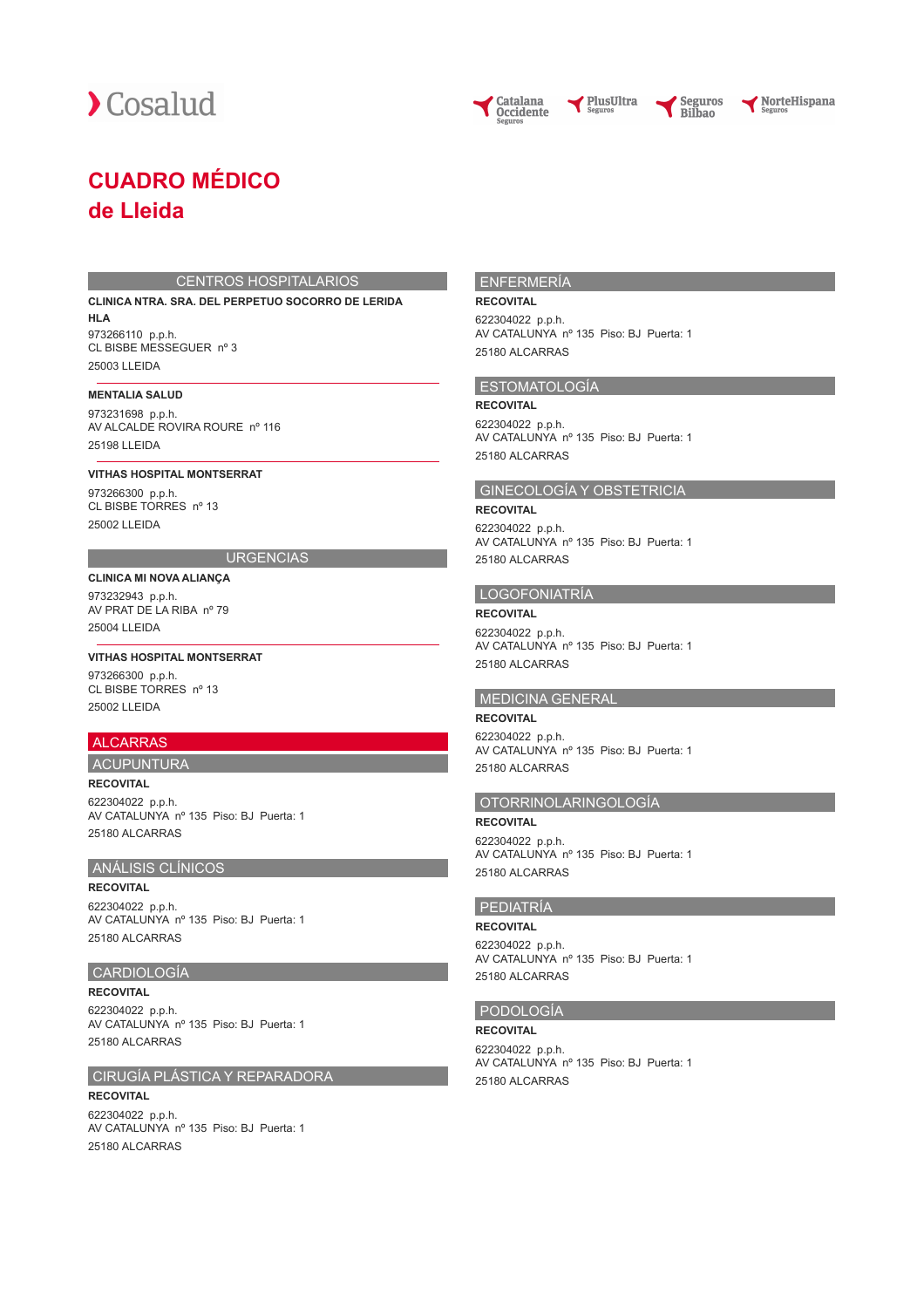Cosalud

Catalana Occidente Seguros · PlusUltra Seguros · Seguros Bilbao · NorteHispana Seguros

# CUADRO MÉDICO de Lleida

## CENTROS HOSPITALARIOS

**CLINICA NTRA. SRA. DEL PERPETUO SOCORRO DE LERIDA HLA**
973266110 p.p.h.
CL BISBE MESSEGUER nº 3
25003 LLEIDA

**MENTALIA SALUD**
973231698 p.p.h.
AV ALCALDE ROVIRA ROURE nº 116
25198 LLEIDA

**VITHAS HOSPITAL MONTSERRAT**
973266300 p.p.h.
CL BISBE TORRES nº 13
25002 LLEIDA

## URGENCIAS

**CLINICA MI NOVA ALIANÇA**
973232943 p.p.h.
AV PRAT DE LA RIBA nº 79
25004 LLEIDA

**VITHAS HOSPITAL MONTSERRAT**
973266300 p.p.h.
CL BISBE TORRES nº 13
25002 LLEIDA

## ALCARRAS

### ACUPUNTURA

**RECOVITAL**
622304022 p.p.h.
AV CATALUNYA nº 135 Piso: BJ Puerta: 1
25180 ALCARRAS

### ANÁLISIS CLÍNICOS

**RECOVITAL**
622304022 p.p.h.
AV CATALUNYA nº 135 Piso: BJ Puerta: 1
25180 ALCARRAS

### CARDIOLOGÍA

**RECOVITAL**
622304022 p.p.h.
AV CATALUNYA nº 135 Piso: BJ Puerta: 1
25180 ALCARRAS

### CIRUGÍA PLÁSTICA Y REPARADORA

**RECOVITAL**
622304022 p.p.h.
AV CATALUNYA nº 135 Piso: BJ Puerta: 1
25180 ALCARRAS

### ENFERMERÍA

**RECOVITAL**
622304022 p.p.h.
AV CATALUNYA nº 135 Piso: BJ Puerta: 1
25180 ALCARRAS

### ESTOMATOLOGÍA

**RECOVITAL**
622304022 p.p.h.
AV CATALUNYA nº 135 Piso: BJ Puerta: 1
25180 ALCARRAS

### GINECOLOGÍA Y OBSTETRICIA

**RECOVITAL**
622304022 p.p.h.
AV CATALUNYA nº 135 Piso: BJ Puerta: 1
25180 ALCARRAS

### LOGOFONIATRÍA

**RECOVITAL**
622304022 p.p.h.
AV CATALUNYA nº 135 Piso: BJ Puerta: 1
25180 ALCARRAS

### MEDICINA GENERAL

**RECOVITAL**
622304022 p.p.h.
AV CATALUNYA nº 135 Piso: BJ Puerta: 1
25180 ALCARRAS

### OTORRINOLARINGOLOGÍA

**RECOVITAL**
622304022 p.p.h.
AV CATALUNYA nº 135 Piso: BJ Puerta: 1
25180 ALCARRAS

### PEDIATRÍA

**RECOVITAL**
622304022 p.p.h.
AV CATALUNYA nº 135 Piso: BJ Puerta: 1
25180 ALCARRAS

### PODOLOGÍA

**RECOVITAL**
622304022 p.p.h.
AV CATALUNYA nº 135 Piso: BJ Puerta: 1
25180 ALCARRAS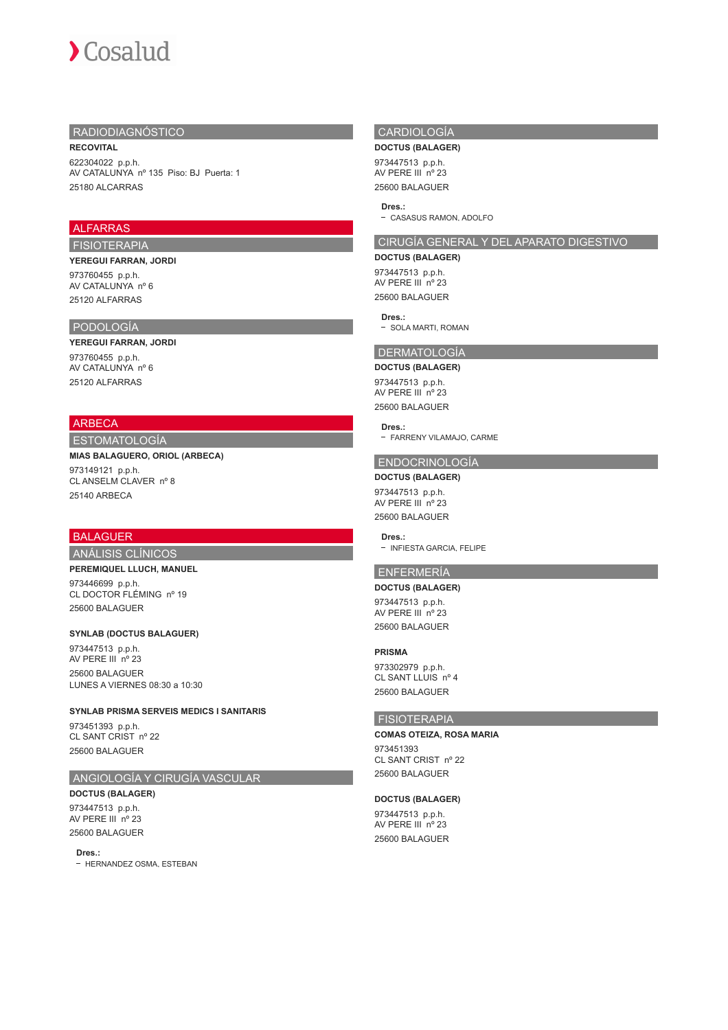## RADIODIAGNÓSTICO

**RECOVITAL**

622304022 p.p.h.
AV CATALUNYA nº 135 Piso: BJ Puerta: 1
25180 ALCARRAS

# ALFARRAS

## FISIOTERAPIA

**YEREGUI FARRAN, JORDI**

973760455 p.p.h.
AV CATALUNYA nº 6
25120 ALFARRAS

## PODOLOGÍA

**YEREGUI FARRAN, JORDI**

973760455 p.p.h.
AV CATALUNYA nº 6
25120 ALFARRAS

# ARBECA

## ESTOMATOLOGÍA

**MIAS BALAGUERO, ORIOL (ARBECA)**

973149121 p.p.h.
CL ANSELM CLAVER nº 8
25140 ARBECA

# BALAGUER

## ANÁLISIS CLÍNICOS

**PEREMIQUEL LLUCH, MANUEL**

973446699 p.p.h.
CL DOCTOR FLÉMING nº 19
25600 BALAGUER

**SYNLAB (DOCTUS BALAGUER)**

973447513 p.p.h.
AV PERE III nº 23
25600 BALAGUER
LUNES A VIERNES 08:30 a 10:30

**SYNLAB PRISMA SERVEIS MEDICS I SANITARIS**

973451393 p.p.h.
CL SANT CRIST nº 22
25600 BALAGUER

## ANGIOLOGÍA Y CIRUGÍA VASCULAR

**DOCTUS (BALAGER)**

973447513 p.p.h.
AV PERE III nº 23
25600 BALAGUER

**Dres.:**
- HERNANDEZ OSMA, ESTEBAN

## CARDIOLOGÍA

**DOCTUS (BALAGER)**

973447513 p.p.h.
AV PERE III nº 23
25600 BALAGUER

**Dres.:**
- CASASUS RAMON, ADOLFO

## CIRUGÍA GENERAL Y DEL APARATO DIGESTIVO

**DOCTUS (BALAGER)**

973447513 p.p.h.
AV PERE III nº 23
25600 BALAGUER

**Dres.:**
- SOLA MARTI, ROMAN

## DERMATOLOGÍA

**DOCTUS (BALAGER)**

973447513 p.p.h.
AV PERE III nº 23
25600 BALAGUER

**Dres.:**
- FARRENY VILAMAJO, CARME

## ENDOCRINOLOGÍA

**DOCTUS (BALAGER)**

973447513 p.p.h.
AV PERE III nº 23
25600 BALAGUER

**Dres.:**
- INFIESTA GARCIA, FELIPE

## ENFERMERÍA

**DOCTUS (BALAGER)**

973447513 p.p.h.
AV PERE III nº 23
25600 BALAGUER

**PRISMA**

973302979 p.p.h.
CL SANT LLUIS nº 4
25600 BALAGUER

## FISIOTERAPIA

**COMAS OTEIZA, ROSA MARIA**

973451393
CL SANT CRIST nº 22
25600 BALAGUER

**DOCTUS (BALAGER)**

973447513 p.p.h.
AV PERE III nº 23
25600 BALAGUER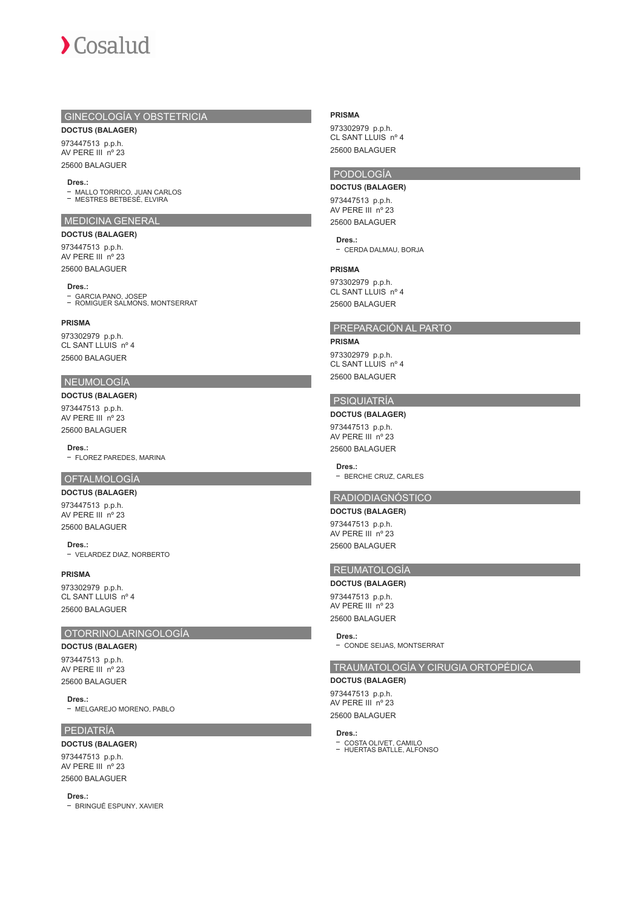## GINECOLOGÍA Y OBSTETRICIA

**DOCTUS (BALAGER)**

973447513 p.p.h.
AV PERE III nº 23

25600 BALAGUER

**Dres.:**
- MALLO TORRICO, JUAN CARLOS
- MESTRES BETBESÉ, ELVIRA

## MEDICINA GENERAL

**DOCTUS (BALAGER)**

973447513 p.p.h.
AV PERE III nº 23

25600 BALAGUER

**Dres.:**
- GARCIA PANO, JOSEP
- ROMIGUER SALMONS, MONTSERRAT

**PRISMA**

973302979 p.p.h.
CL SANT LLUIS nº 4

25600 BALAGUER

## NEUMOLOGÍA

**DOCTUS (BALAGER)**

973447513 p.p.h.
AV PERE III nº 23

25600 BALAGUER

**Dres.:**
- FLOREZ PAREDES, MARINA

## OFTALMOLOGÍA

**DOCTUS (BALAGER)**

973447513 p.p.h.
AV PERE III nº 23

25600 BALAGUER

**Dres.:**
- VELARDEZ DIAZ, NORBERTO

**PRISMA**

973302979 p.p.h.
CL SANT LLUIS nº 4

25600 BALAGUER

## OTORRINOLARINGOLOGÍA

**DOCTUS (BALAGER)**

973447513 p.p.h.
AV PERE III nº 23

25600 BALAGUER

**Dres.:**
- MELGAREJO MORENO, PABLO

## PEDIATRÍA

**DOCTUS (BALAGER)**

973447513 p.p.h.
AV PERE III nº 23

25600 BALAGUER

**Dres.:**
- BRINGUÉ ESPUNY, XAVIER

**PRISMA**

973302979 p.p.h.
CL SANT LLUIS nº 4

25600 BALAGUER

## PODOLOGÍA

**DOCTUS (BALAGER)**

973447513 p.p.h.
AV PERE III nº 23

25600 BALAGUER

**Dres.:**
- CERDA DALMAU, BORJA

**PRISMA**

973302979 p.p.h.
CL SANT LLUIS nº 4

25600 BALAGUER

## PREPARACIÓN AL PARTO

**PRISMA**

973302979 p.p.h.
CL SANT LLUIS nº 4

25600 BALAGUER

## PSIQUIATRÍA

**DOCTUS (BALAGER)**

973447513 p.p.h.
AV PERE III nº 23

25600 BALAGUER

**Dres.:**
- BERCHE CRUZ, CARLES

## RADIODIAGNÓSTICO

**DOCTUS (BALAGER)**

973447513 p.p.h.
AV PERE III nº 23

25600 BALAGUER

## REUMATOLOGÍA

**DOCTUS (BALAGER)**

973447513 p.p.h.
AV PERE III nº 23

25600 BALAGUER

**Dres.:**
- CONDE SEIJAS, MONTSERRAT

## TRAUMATOLOGÍA Y CIRUGIA ORTOPÉDICA

**DOCTUS (BALAGER)**

973447513 p.p.h.
AV PERE III nº 23

25600 BALAGUER

**Dres.:**
- COSTA OLIVET, CAMILO
- HUERTAS BATLLE, ALFONSO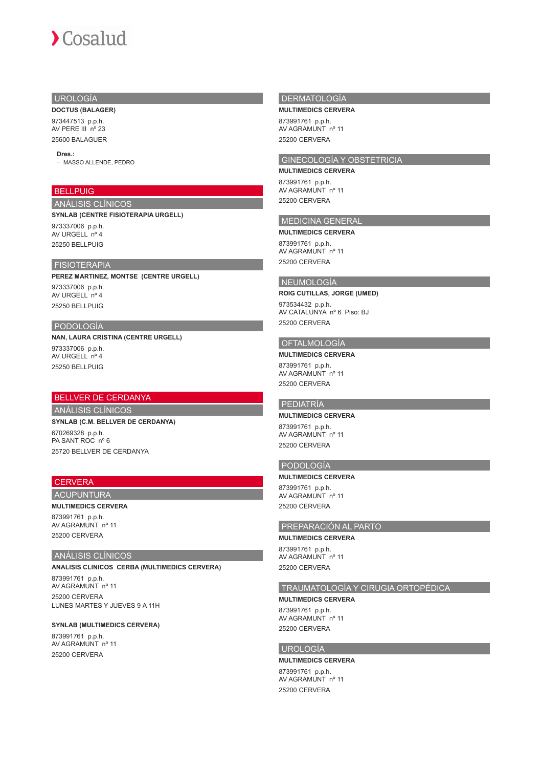### UROLOGÍA

**DOCTUS (BALAGER)**

973447513 p.p.h.
AV PERE III nº 23

25600 BALAGUER

**Dres.:**

- MASSO ALLENDE, PEDRO

## BELLPUIG

### ANÁLISIS CLÍNICOS

**SYNLAB (CENTRE FISIOTERAPIA URGELL)**

973337006 p.p.h.
AV URGELL nº 4

25250 BELLPUIG

### FISIOTERAPIA

**PEREZ MARTINEZ, MONTSE (CENTRE URGELL)**

973337006 p.p.h.
AV URGELL nº 4

25250 BELLPUIG

### PODOLOGÍA

**NAN, LAURA CRISTINA (CENTRE URGELL)**

973337006 p.p.h.
AV URGELL nº 4

25250 BELLPUIG

## BELLVER DE CERDANYA

### ANÁLISIS CLÍNICOS

**SYNLAB (C.M. BELLVER DE CERDANYA)**

670269328 p.p.h.
PA SANT ROC nº 6

25720 BELLVER DE CERDANYA

## CERVERA

### ACUPUNTURA

**MULTIMEDICS CERVERA**

873991761 p.p.h.
AV AGRAMUNT nº 11

25200 CERVERA

### ANÁLISIS CLÍNICOS

**ANALISIS CLINICOS CERBA (MULTIMEDICS CERVERA)**

873991761 p.p.h.
AV AGRAMUNT nº 11

25200 CERVERA
LUNES MARTES Y JUEVES 9 A 11H

**SYNLAB (MULTIMEDICS CERVERA)**

873991761 p.p.h.
AV AGRAMUNT nº 11

25200 CERVERA

### DERMATOLOGÍA

**MULTIMEDICS CERVERA**

873991761 p.p.h.
AV AGRAMUNT nº 11

25200 CERVERA

### GINECOLOGÍA Y OBSTETRICIA

**MULTIMEDICS CERVERA**

873991761 p.p.h.
AV AGRAMUNT nº 11

25200 CERVERA

### MEDICINA GENERAL

**MULTIMEDICS CERVERA**

873991761 p.p.h.
AV AGRAMUNT nº 11

25200 CERVERA

### NEUMOLOGÍA

**ROIG CUTILLAS, JORGE (UMED)**

973534432 p.p.h.
AV CATALUNYA nº 6 Piso: BJ

25200 CERVERA

### OFTALMOLOGÍA

**MULTIMEDICS CERVERA**

873991761 p.p.h.
AV AGRAMUNT nº 11

25200 CERVERA

### PEDIATRÍA

**MULTIMEDICS CERVERA**

873991761 p.p.h.
AV AGRAMUNT nº 11

25200 CERVERA

### PODOLOGÍA

**MULTIMEDICS CERVERA**

873991761 p.p.h.
AV AGRAMUNT nº 11

25200 CERVERA

### PREPARACIÓN AL PARTO

**MULTIMEDICS CERVERA**

873991761 p.p.h.
AV AGRAMUNT nº 11

25200 CERVERA

### TRAUMATOLOGÍA Y CIRUGIA ORTOPÉDICA

**MULTIMEDICS CERVERA**

873991761 p.p.h.
AV AGRAMUNT nº 11

25200 CERVERA

### UROLOGÍA

**MULTIMEDICS CERVERA**

873991761 p.p.h.
AV AGRAMUNT nº 11

25200 CERVERA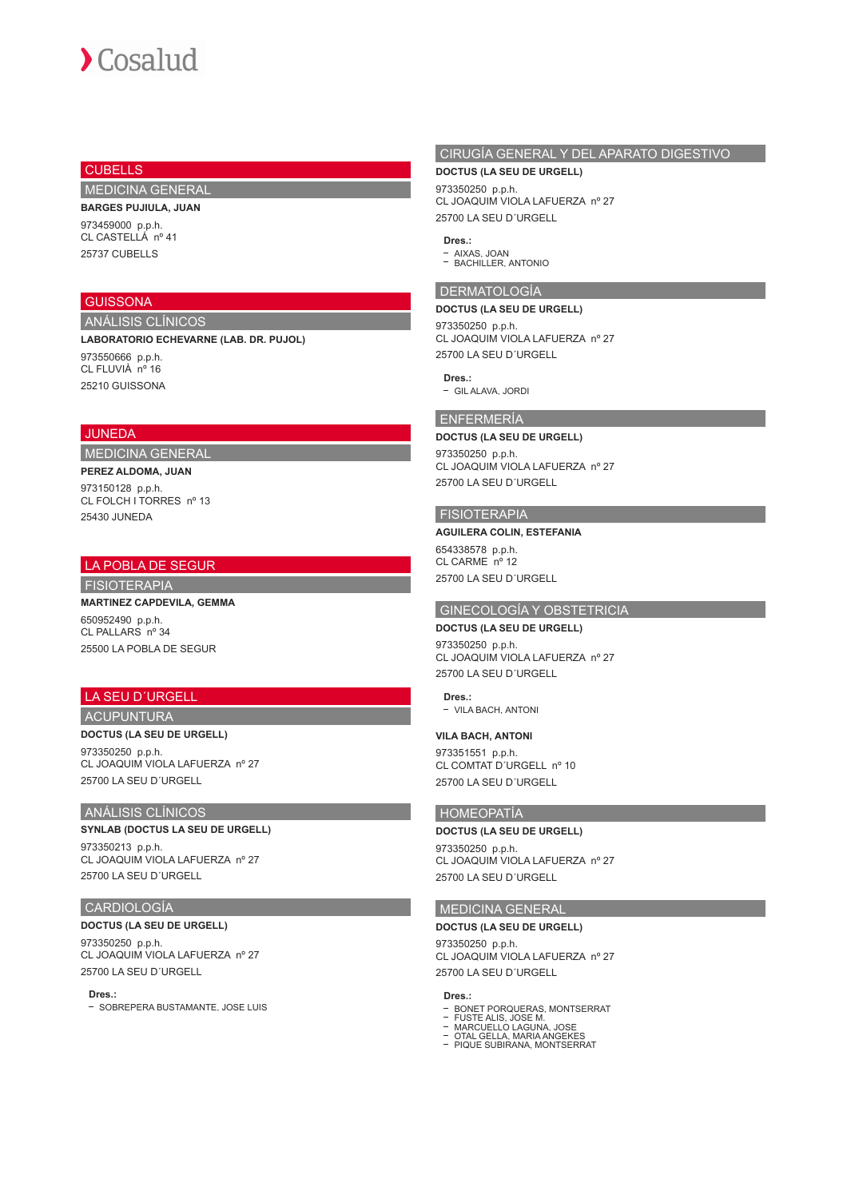## CUBELLS

### MEDICINA GENERAL

**BARGES PUJIULA, JUAN**

973459000 p.p.h.
CL CASTELLÁ nº 41

25737 CUBELLS

## GUISSONA

### ANÁLISIS CLÍNICOS

**LABORATORIO ECHEVARNE (LAB. DR. PUJOL)**

973550666 p.p.h.
CL FLUVIÀ nº 16

25210 GUISSONA

## JUNEDA

### MEDICINA GENERAL

**PEREZ ALDOMA, JUAN**

973150128 p.p.h.
CL FOLCH I TORRES nº 13

25430 JUNEDA

## LA POBLA DE SEGUR

### FISIOTERAPIA

**MARTINEZ CAPDEVILA, GEMMA**

650952490 p.p.h.
CL PALLARS nº 34

25500 LA POBLA DE SEGUR

## LA SEU D´URGELL

### ACUPUNTURA

**DOCTUS (LA SEU DE URGELL)**

973350250 p.p.h.
CL JOAQUIM VIOLA LAFUERZA nº 27

25700 LA SEU D´URGELL

### ANÁLISIS CLÍNICOS

**SYNLAB (DOCTUS LA SEU DE URGELL)**

973350213 p.p.h.
CL JOAQUIM VIOLA LAFUERZA nº 27

25700 LA SEU D´URGELL

### CARDIOLOGÍA

**DOCTUS (LA SEU DE URGELL)**

973350250 p.p.h.
CL JOAQUIM VIOLA LAFUERZA nº 27

25700 LA SEU D´URGELL

**Dres.:**

- SOBREPERA BUSTAMANTE, JOSE LUIS

### CIRUGÍA GENERAL Y DEL APARATO DIGESTIVO

**DOCTUS (LA SEU DE URGELL)**

973350250 p.p.h.
CL JOAQUIM VIOLA LAFUERZA nº 27

25700 LA SEU D´URGELL

**Dres.:**

- AIXAS, JOAN
- BACHILLER, ANTONIO

### DERMATOLOGÍA

**DOCTUS (LA SEU DE URGELL)**

973350250 p.p.h.
CL JOAQUIM VIOLA LAFUERZA nº 27

25700 LA SEU D´URGELL

**Dres.:**

- GIL ALAVA, JORDI

### ENFERMERÍA

**DOCTUS (LA SEU DE URGELL)**

973350250 p.p.h.
CL JOAQUIM VIOLA LAFUERZA nº 27

25700 LA SEU D´URGELL

### FISIOTERAPIA

**AGUILERA COLIN, ESTEFANIA**

654338578 p.p.h.
CL CARME nº 12

25700 LA SEU D´URGELL

### GINECOLOGÍA Y OBSTETRICIA

**DOCTUS (LA SEU DE URGELL)**

973350250 p.p.h.
CL JOAQUIM VIOLA LAFUERZA nº 27

25700 LA SEU D´URGELL

**Dres.:**

- VILA BACH, ANTONI

**VILA BACH, ANTONI**

973351551 p.p.h.
CL COMTAT D´URGELL nº 10

25700 LA SEU D´URGELL

### HOMEOPATÍA

**DOCTUS (LA SEU DE URGELL)**

973350250 p.p.h.
CL JOAQUIM VIOLA LAFUERZA nº 27

25700 LA SEU D´URGELL

### MEDICINA GENERAL

**DOCTUS (LA SEU DE URGELL)**

973350250 p.p.h.
CL JOAQUIM VIOLA LAFUERZA nº 27

25700 LA SEU D´URGELL

**Dres.:**

- BONET PORQUERAS, MONTSERRAT
- FUSTE ALIS, JOSE M.
- MARCUELLO LAGUNA, JOSE
- OTAL GELLA, MARIA ANGEKES
- PIQUE SUBIRANA, MONTSERRAT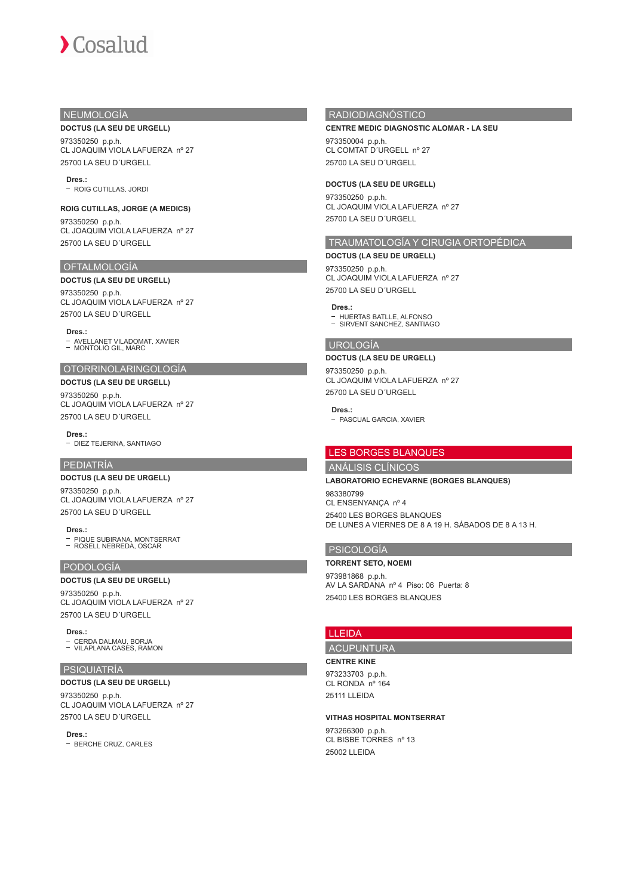## NEUMOLOGÍA

**DOCTUS (LA SEU DE URGELL)**

973350250 p.p.h.
CL JOAQUIM VIOLA LAFUERZA nº 27
25700 LA SEU D´URGELL

**Dres.:**
- ROIG CUTILLAS, JORDI

**ROIG CUTILLAS, JORGE (A MEDICS)**

973350250 p.p.h.
CL JOAQUIM VIOLA LAFUERZA nº 27
25700 LA SEU D´URGELL

## OFTALMOLOGÍA

**DOCTUS (LA SEU DE URGELL)**

973350250 p.p.h.
CL JOAQUIM VIOLA LAFUERZA nº 27
25700 LA SEU D´URGELL

**Dres.:**
- AVELLANET VILADOMAT, XAVIER
- MONTOLIO GIL, MARC

## OTORRINOLARINGOLOGÍA

**DOCTUS (LA SEU DE URGELL)**

973350250 p.p.h.
CL JOAQUIM VIOLA LAFUERZA nº 27
25700 LA SEU D´URGELL

**Dres.:**
- DIEZ TEJERINA, SANTIAGO

## PEDIATRÍA

**DOCTUS (LA SEU DE URGELL)**

973350250 p.p.h.
CL JOAQUIM VIOLA LAFUERZA nº 27
25700 LA SEU D´URGELL

**Dres.:**
- PIQUE SUBIRANA, MONTSERRAT
- ROSELL NEBREDA, OSCAR

## PODOLOGÍA

**DOCTUS (LA SEU DE URGELL)**

973350250 p.p.h.
CL JOAQUIM VIOLA LAFUERZA nº 27
25700 LA SEU D´URGELL

**Dres.:**
- CERDA DALMAU, BORJA
- VILAPLANA CASES, RAMON

## PSIQUIATRÍA

**DOCTUS (LA SEU DE URGELL)**

973350250 p.p.h.
CL JOAQUIM VIOLA LAFUERZA nº 27
25700 LA SEU D´URGELL

**Dres.:**
- BERCHE CRUZ, CARLES

## RADIODIAGNÓSTICO

**CENTRE MEDIC DIAGNOSTIC ALOMAR - LA SEU**

973350004 p.p.h.
CL COMTAT D´URGELL nº 27
25700 LA SEU D´URGELL

**DOCTUS (LA SEU DE URGELL)**

973350250 p.p.h.
CL JOAQUIM VIOLA LAFUERZA nº 27
25700 LA SEU D´URGELL

## TRAUMATOLOGÍA Y CIRUGIA ORTOPÉDICA

**DOCTUS (LA SEU DE URGELL)**

973350250 p.p.h.
CL JOAQUIM VIOLA LAFUERZA nº 27
25700 LA SEU D´URGELL

**Dres.:**
- HUERTAS BATLLE, ALFONSO
- SIRVENT SANCHEZ, SANTIAGO

## UROLOGÍA

**DOCTUS (LA SEU DE URGELL)**

973350250 p.p.h.
CL JOAQUIM VIOLA LAFUERZA nº 27
25700 LA SEU D´URGELL

**Dres.:**
- PASCUAL GARCIA, XAVIER

# LES BORGES BLANQUES

## ANÁLISIS CLÍNICOS

**LABORATORIO ECHEVARNE (BORGES BLANQUES)**

983380799
CL ENSENYANÇA nº 4
25400 LES BORGES BLANQUES
DE LUNES A VIERNES DE 8 A 19 H. SÁBADOS DE 8 A 13 H.

## PSICOLOGÍA

**TORRENT SETO, NOEMI**

973981868 p.p.h.
AV LA SARDANA nº 4 Piso: 06 Puerta: 8
25400 LES BORGES BLANQUES

# LLEIDA

## ACUPUNTURA

**CENTRE KINE**

973233703 p.p.h.
CL RONDA nº 164
25111 LLEIDA

**VITHAS HOSPITAL MONTSERRAT**

973266300 p.p.h.
CL BISBE TORRES nº 13
25002 LLEIDA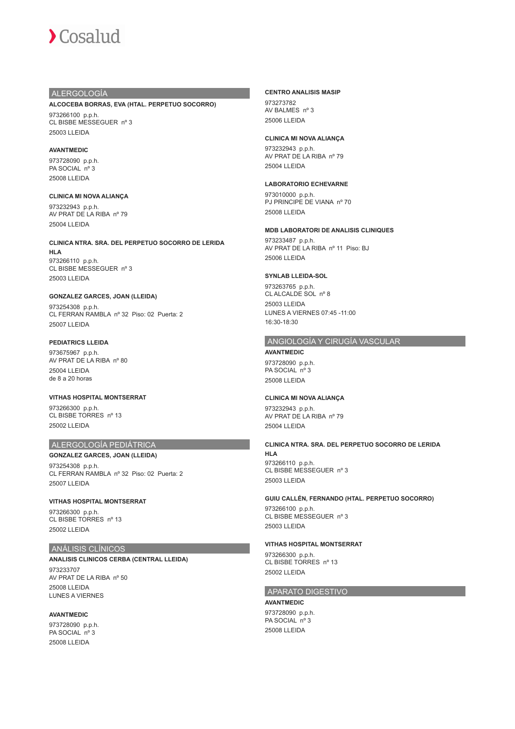## ALERGOLOGÍA

**ALCOCEBA BORRAS, EVA (HTAL. PERPETUO SOCORRO)**

973266100 p.p.h.
CL BISBE MESSEGUER nº 3
25003 LLEIDA

**AVANTMEDIC**

973728090 p.p.h.
PA SOCIAL nº 3
25008 LLEIDA

**CLINICA MI NOVA ALIANÇA**

973232943 p.p.h.
AV PRAT DE LA RIBA nº 79
25004 LLEIDA

**CLINICA NTRA. SRA. DEL PERPETUO SOCORRO DE LERIDA HLA**

973266110 p.p.h.
CL BISBE MESSEGUER nº 3
25003 LLEIDA

**GONZALEZ GARCES, JOAN (LLEIDA)**

973254308 p.p.h.
CL FERRAN RAMBLA nº 32 Piso: 02 Puerta: 2
25007 LLEIDA

**PEDIATRICS LLEIDA**

973675967 p.p.h.
AV PRAT DE LA RIBA nº 80
25004 LLEIDA
de 8 a 20 horas

**VITHAS HOSPITAL MONTSERRAT**

973266300 p.p.h.
CL BISBE TORRES nº 13
25002 LLEIDA

## ALERGOLOGÍA PEDIÁTRICA

**GONZALEZ GARCES, JOAN (LLEIDA)**

973254308 p.p.h.
CL FERRAN RAMBLA nº 32 Piso: 02 Puerta: 2
25007 LLEIDA

**VITHAS HOSPITAL MONTSERRAT**

973266300 p.p.h.
CL BISBE TORRES nº 13
25002 LLEIDA

## ANÁLISIS CLÍNICOS

**ANALISIS CLINICOS CERBA (CENTRAL LLEIDA)**

973233707
AV PRAT DE LA RIBA nº 50
25008 LLEIDA
LUNES A VIERNES

**AVANTMEDIC**

973728090 p.p.h.
PA SOCIAL nº 3
25008 LLEIDA

**CENTRO ANALISIS MASIP**

973273782
AV BALMES nº 3
25006 LLEIDA

**CLINICA MI NOVA ALIANÇA**

973232943 p.p.h.
AV PRAT DE LA RIBA nº 79
25004 LLEIDA

**LABORATORIO ECHEVARNE**

973010000 p.p.h.
PJ PRINCIPE DE VIANA nº 70
25008 LLEIDA

**MDB LABORATORI DE ANALISIS CLINIQUES**

973233487 p.p.h.
AV PRAT DE LA RIBA nº 11 Piso: BJ
25006 LLEIDA

**SYNLAB LLEIDA-SOL**

973263765 p.p.h.
CL ALCALDE SOL nº 8
25003 LLEIDA
LUNES A VIERNES 07:45 -11:00
16:30-18:30

## ANGIOLOGÍA Y CIRUGÍA VASCULAR

**AVANTMEDIC**

973728090 p.p.h.
PA SOCIAL nº 3
25008 LLEIDA

**CLINICA MI NOVA ALIANÇA**

973232943 p.p.h.
AV PRAT DE LA RIBA nº 79
25004 LLEIDA

**CLINICA NTRA. SRA. DEL PERPETUO SOCORRO DE LERIDA HLA**

973266110 p.p.h.
CL BISBE MESSEGUER nº 3
25003 LLEIDA

**GUIU CALLÉN, FERNANDO (HTAL. PERPETUO SOCORRO)**

973266100 p.p.h.
CL BISBE MESSEGUER nº 3
25003 LLEIDA

**VITHAS HOSPITAL MONTSERRAT**

973266300 p.p.h.
CL BISBE TORRES nº 13
25002 LLEIDA

## APARATO DIGESTIVO

**AVANTMEDIC**

973728090 p.p.h.
PA SOCIAL nº 3
25008 LLEIDA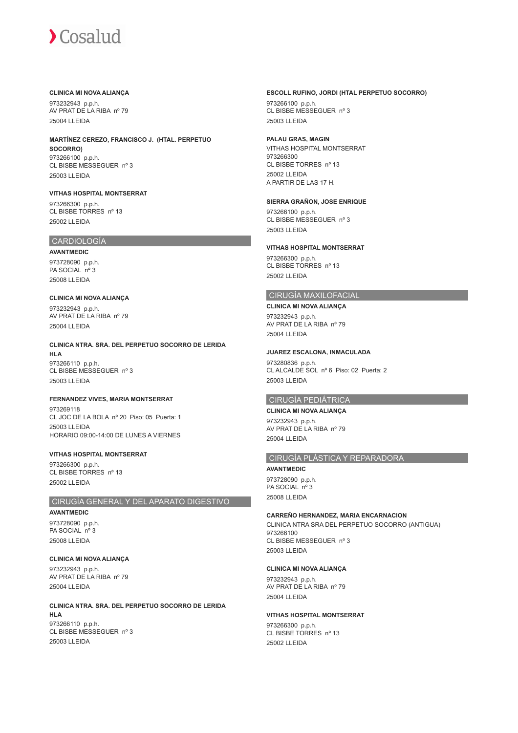**CLINICA MI NOVA ALIANÇA**

973232943 p.p.h.
AV PRAT DE LA RIBA nº 79
25004 LLEIDA

**MARTÍNEZ CEREZO, FRANCISCO J. (HTAL. PERPETUO SOCORRO)**

973266100 p.p.h.
CL BISBE MESSEGUER nº 3
25003 LLEIDA

**VITHAS HOSPITAL MONTSERRAT**

973266300 p.p.h.
CL BISBE TORRES nº 13
25002 LLEIDA

## CARDIOLOGÍA

**AVANTMEDIC**

973728090 p.p.h.
PA SOCIAL nº 3
25008 LLEIDA

**CLINICA MI NOVA ALIANÇA**

973232943 p.p.h.
AV PRAT DE LA RIBA nº 79
25004 LLEIDA

**CLINICA NTRA. SRA. DEL PERPETUO SOCORRO DE LERIDA HLA**

973266110 p.p.h.
CL BISBE MESSEGUER nº 3
25003 LLEIDA

**FERNANDEZ VIVES, MARIA MONTSERRAT**

973269118
CL JOC DE LA BOLA nº 20 Piso: 05 Puerta: 1
25003 LLEIDA
HORARIO 09:00-14:00 DE LUNES A VIERNES

**VITHAS HOSPITAL MONTSERRAT**

973266300 p.p.h.
CL BISBE TORRES nº 13
25002 LLEIDA

## CIRUGÍA GENERAL Y DEL APARATO DIGESTIVO

**AVANTMEDIC**

973728090 p.p.h.
PA SOCIAL nº 3
25008 LLEIDA

**CLINICA MI NOVA ALIANÇA**

973232943 p.p.h.
AV PRAT DE LA RIBA nº 79
25004 LLEIDA

**CLINICA NTRA. SRA. DEL PERPETUO SOCORRO DE LERIDA HLA**

973266110 p.p.h.
CL BISBE MESSEGUER nº 3
25003 LLEIDA

**ESCOLL RUFINO, JORDI (HTAL PERPETUO SOCORRO)**

973266100 p.p.h.
CL BISBE MESSEGUER nº 3
25003 LLEIDA

**PALAU GRAS, MAGIN**

VITHAS HOSPITAL MONTSERRAT
973266300
CL BISBE TORRES nº 13
25002 LLEIDA
A PARTIR DE LAS 17 H.

**SIERRA GRAÑON, JOSE ENRIQUE**

973266100 p.p.h.
CL BISBE MESSEGUER nº 3
25003 LLEIDA

**VITHAS HOSPITAL MONTSERRAT**

973266300 p.p.h.
CL BISBE TORRES nº 13
25002 LLEIDA

## CIRUGÍA MAXILOFACIAL

**CLINICA MI NOVA ALIANÇA**

973232943 p.p.h.
AV PRAT DE LA RIBA nº 79
25004 LLEIDA

**JUAREZ ESCALONA, INMACULADA**

973280836 p.p.h.
CL ALCALDE SOL nº 6 Piso: 02 Puerta: 2
25003 LLEIDA

## CIRUGÍA PEDIÁTRICA

**CLINICA MI NOVA ALIANÇA**

973232943 p.p.h.
AV PRAT DE LA RIBA nº 79
25004 LLEIDA

## CIRUGÍA PLÁSTICA Y REPARADORA

**AVANTMEDIC**

973728090 p.p.h.
PA SOCIAL nº 3
25008 LLEIDA

**CARREÑO HERNANDEZ, MARIA ENCARNACION**

CLINICA NTRA SRA DEL PERPETUO SOCORRO (ANTIGUA)
973266100
CL BISBE MESSEGUER nº 3
25003 LLEIDA

**CLINICA MI NOVA ALIANÇA**

973232943 p.p.h.
AV PRAT DE LA RIBA nº 79
25004 LLEIDA

**VITHAS HOSPITAL MONTSERRAT**

973266300 p.p.h.
CL BISBE TORRES nº 13
25002 LLEIDA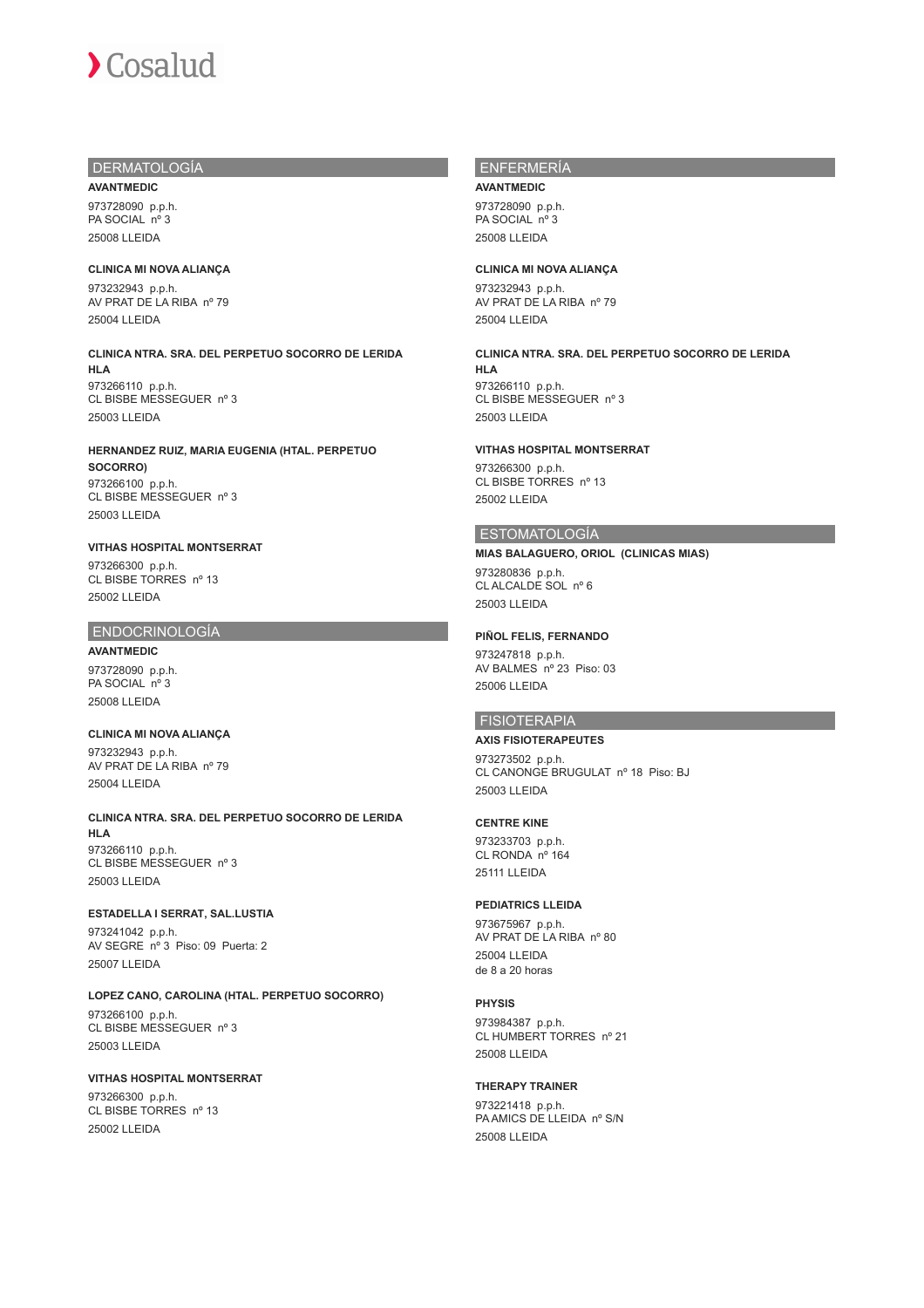## DERMATOLOGÍA

**AVANTMEDIC**

973728090 p.p.h.
PA SOCIAL nº 3
25008 LLEIDA

**CLINICA MI NOVA ALIANÇA**

973232943 p.p.h.
AV PRAT DE LA RIBA nº 79
25004 LLEIDA

**CLINICA NTRA. SRA. DEL PERPETUO SOCORRO DE LERIDA HLA**

973266110 p.p.h.
CL BISBE MESSEGUER nº 3
25003 LLEIDA

**HERNANDEZ RUIZ, MARIA EUGENIA (HTAL. PERPETUO SOCORRO)**

973266100 p.p.h.
CL BISBE MESSEGUER nº 3
25003 LLEIDA

**VITHAS HOSPITAL MONTSERRAT**

973266300 p.p.h.
CL BISBE TORRES nº 13
25002 LLEIDA

## ENDOCRINOLOGÍA

**AVANTMEDIC**

973728090 p.p.h.
PA SOCIAL nº 3
25008 LLEIDA

**CLINICA MI NOVA ALIANÇA**

973232943 p.p.h.
AV PRAT DE LA RIBA nº 79
25004 LLEIDA

**CLINICA NTRA. SRA. DEL PERPETUO SOCORRO DE LERIDA HLA**

973266110 p.p.h.
CL BISBE MESSEGUER nº 3
25003 LLEIDA

**ESTADELLA I SERRAT, SAL.LUSTIA**

973241042 p.p.h.
AV SEGRE nº 3 Piso: 09 Puerta: 2
25007 LLEIDA

**LOPEZ CANO, CAROLINA (HTAL. PERPETUO SOCORRO)**

973266100 p.p.h.
CL BISBE MESSEGUER nº 3
25003 LLEIDA

**VITHAS HOSPITAL MONTSERRAT**

973266300 p.p.h.
CL BISBE TORRES nº 13
25002 LLEIDA

## ENFERMERÍA

**AVANTMEDIC**

973728090 p.p.h.
PA SOCIAL nº 3
25008 LLEIDA

**CLINICA MI NOVA ALIANÇA**

973232943 p.p.h.
AV PRAT DE LA RIBA nº 79
25004 LLEIDA

**CLINICA NTRA. SRA. DEL PERPETUO SOCORRO DE LERIDA HLA**

973266110 p.p.h.
CL BISBE MESSEGUER nº 3
25003 LLEIDA

**VITHAS HOSPITAL MONTSERRAT**

973266300 p.p.h.
CL BISBE TORRES nº 13
25002 LLEIDA

## ESTOMATOLOGÍA

**MIAS BALAGUERO, ORIOL (CLINICAS MIAS)**

973280836 p.p.h.
CL ALCALDE SOL nº 6
25003 LLEIDA

**PIÑOL FELIS, FERNANDO**

973247818 p.p.h.
AV BALMES nº 23 Piso: 03
25006 LLEIDA

## FISIOTERAPIA

**AXIS FISIOTERAPEUTES**

973273502 p.p.h.
CL CANONGE BRUGULAT nº 18 Piso: BJ
25003 LLEIDA

**CENTRE KINE**

973233703 p.p.h.
CL RONDA nº 164
25111 LLEIDA

**PEDIATRICS LLEIDA**

973675967 p.p.h.
AV PRAT DE LA RIBA nº 80
25004 LLEIDA
de 8 a 20 horas

**PHYSIS**

973984387 p.p.h.
CL HUMBERT TORRES nº 21
25008 LLEIDA

**THERAPY TRAINER**

973221418 p.p.h.
PA AMICS DE LLEIDA nº S/N
25008 LLEIDA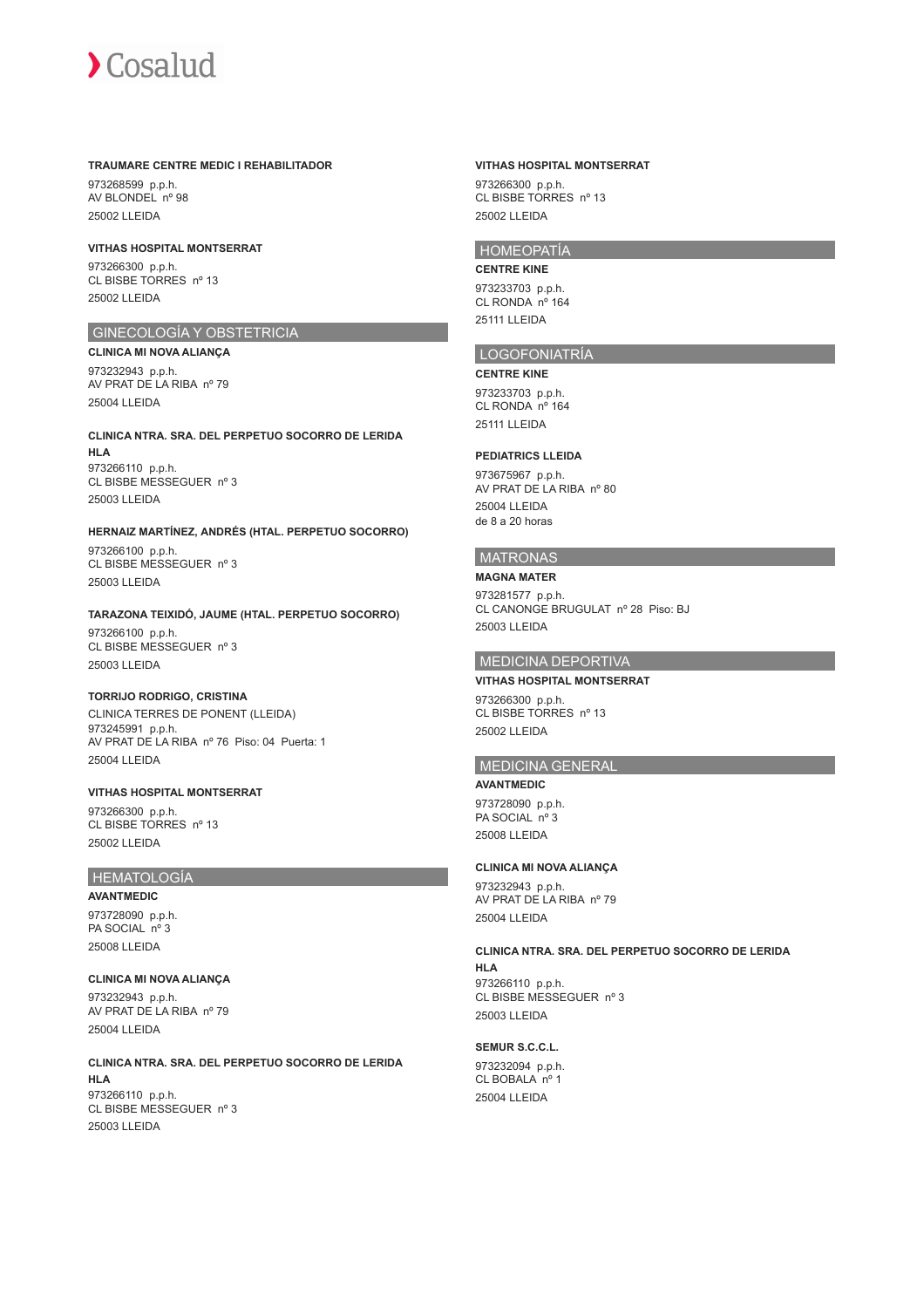**TRAUMARE CENTRE MEDIC I REHABILITADOR**

973268599 p.p.h.
AV BLONDEL nº 98
25002 LLEIDA

**VITHAS HOSPITAL MONTSERRAT**

973266300 p.p.h.
CL BISBE TORRES nº 13
25002 LLEIDA

## GINECOLOGÍA Y OBSTETRICIA

**CLINICA MI NOVA ALIANÇA**

973232943 p.p.h.
AV PRAT DE LA RIBA nº 79
25004 LLEIDA

**CLINICA NTRA. SRA. DEL PERPETUO SOCORRO DE LERIDA HLA**

973266110 p.p.h.
CL BISBE MESSEGUER nº 3
25003 LLEIDA

**HERNAIZ MARTÍNEZ, ANDRÉS (HTAL. PERPETUO SOCORRO)**

973266100 p.p.h.
CL BISBE MESSEGUER nº 3
25003 LLEIDA

**TARAZONA TEIXIDÓ, JAUME (HTAL. PERPETUO SOCORRO)**

973266100 p.p.h.
CL BISBE MESSEGUER nº 3
25003 LLEIDA

**TORRIJO RODRIGO, CRISTINA**

CLINICA TERRES DE PONENT (LLEIDA)
973245991 p.p.h.
AV PRAT DE LA RIBA nº 76 Piso: 04 Puerta: 1
25004 LLEIDA

**VITHAS HOSPITAL MONTSERRAT**

973266300 p.p.h.
CL BISBE TORRES nº 13
25002 LLEIDA

## HEMATOLOGÍA

**AVANTMEDIC**

973728090 p.p.h.
PA SOCIAL nº 3
25008 LLEIDA

**CLINICA MI NOVA ALIANÇA**

973232943 p.p.h.
AV PRAT DE LA RIBA nº 79
25004 LLEIDA

**CLINICA NTRA. SRA. DEL PERPETUO SOCORRO DE LERIDA HLA**

973266110 p.p.h.
CL BISBE MESSEGUER nº 3
25003 LLEIDA

**VITHAS HOSPITAL MONTSERRAT**

973266300 p.p.h.
CL BISBE TORRES nº 13
25002 LLEIDA

## HOMEOPATÍA

**CENTRE KINE**

973233703 p.p.h.
CL RONDA nº 164
25111 LLEIDA

## LOGOFONIATRÍA

**CENTRE KINE**

973233703 p.p.h.
CL RONDA nº 164
25111 LLEIDA

**PEDIATRICS LLEIDA**

973675967 p.p.h.
AV PRAT DE LA RIBA nº 80
25004 LLEIDA
de 8 a 20 horas

## MATRONAS

**MAGNA MATER**

973281577 p.p.h.
CL CANONGE BRUGULAT nº 28 Piso: BJ
25003 LLEIDA

## MEDICINA DEPORTIVA

**VITHAS HOSPITAL MONTSERRAT**

973266300 p.p.h.
CL BISBE TORRES nº 13
25002 LLEIDA

## MEDICINA GENERAL

**AVANTMEDIC**

973728090 p.p.h.
PA SOCIAL nº 3
25008 LLEIDA

**CLINICA MI NOVA ALIANÇA**

973232943 p.p.h.
AV PRAT DE LA RIBA nº 79
25004 LLEIDA

**CLINICA NTRA. SRA. DEL PERPETUO SOCORRO DE LERIDA HLA**

973266110 p.p.h.
CL BISBE MESSEGUER nº 3
25003 LLEIDA

**SEMUR S.C.C.L.**

973232094 p.p.h.
CL BOBALA nº 1
25004 LLEIDA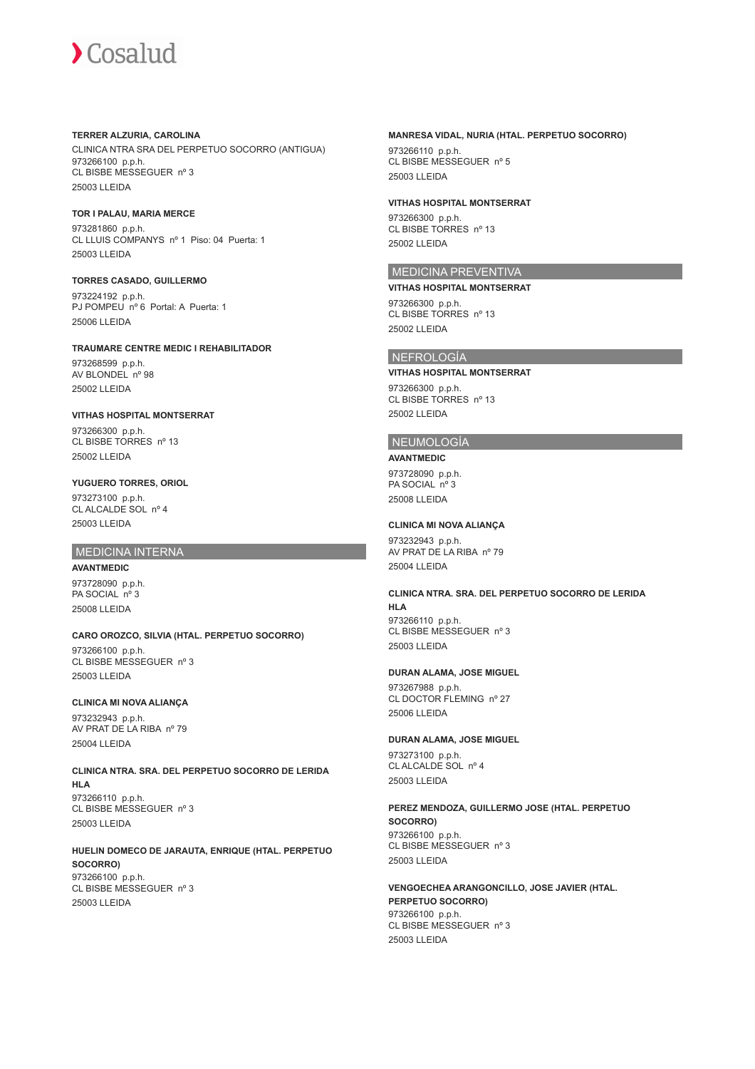**TERRER ALZURIA, CAROLINA**

CLINICA NTRA SRA DEL PERPETUO SOCORRO (ANTIGUA)
973266100 p.p.h.
CL BISBE MESSEGUER nº 3
25003 LLEIDA

**TOR I PALAU, MARIA MERCE**

973281860 p.p.h.
CL LLUIS COMPANYS nº 1 Piso: 04 Puerta: 1
25003 LLEIDA

**TORRES CASADO, GUILLERMO**

973224192 p.p.h.
PJ POMPEU nº 6 Portal: A Puerta: 1
25006 LLEIDA

**TRAUMARE CENTRE MEDIC I REHABILITADOR**

973268599 p.p.h.
AV BLONDEL nº 98
25002 LLEIDA

**VITHAS HOSPITAL MONTSERRAT**

973266300 p.p.h.
CL BISBE TORRES nº 13
25002 LLEIDA

**YUGUERO TORRES, ORIOL**

973273100 p.p.h.
CL ALCALDE SOL nº 4
25003 LLEIDA

## MEDICINA INTERNA

**AVANTMEDIC**

973728090 p.p.h.
PA SOCIAL nº 3
25008 LLEIDA

**CARO OROZCO, SILVIA (HTAL. PERPETUO SOCORRO)**

973266100 p.p.h.
CL BISBE MESSEGUER nº 3
25003 LLEIDA

**CLINICA MI NOVA ALIANÇA**

973232943 p.p.h.
AV PRAT DE LA RIBA nº 79
25004 LLEIDA

**CLINICA NTRA. SRA. DEL PERPETUO SOCORRO DE LERIDA HLA**

973266110 p.p.h.
CL BISBE MESSEGUER nº 3
25003 LLEIDA

**HUELIN DOMECO DE JARAUTA, ENRIQUE (HTAL. PERPETUO SOCORRO)**

973266100 p.p.h.
CL BISBE MESSEGUER nº 3
25003 LLEIDA

**MANRESA VIDAL, NURIA (HTAL. PERPETUO SOCORRO)**

973266110 p.p.h.
CL BISBE MESSEGUER nº 5
25003 LLEIDA

**VITHAS HOSPITAL MONTSERRAT**

973266300 p.p.h.
CL BISBE TORRES nº 13
25002 LLEIDA

## MEDICINA PREVENTIVA

**VITHAS HOSPITAL MONTSERRAT**

973266300 p.p.h.
CL BISBE TORRES nº 13
25002 LLEIDA

## NEFROLOGÍA

**VITHAS HOSPITAL MONTSERRAT**

973266300 p.p.h.
CL BISBE TORRES nº 13
25002 LLEIDA

## NEUMOLOGÍA

**AVANTMEDIC**

973728090 p.p.h.
PA SOCIAL nº 3
25008 LLEIDA

**CLINICA MI NOVA ALIANÇA**

973232943 p.p.h.
AV PRAT DE LA RIBA nº 79
25004 LLEIDA

**CLINICA NTRA. SRA. DEL PERPETUO SOCORRO DE LERIDA HLA**

973266110 p.p.h.
CL BISBE MESSEGUER nº 3
25003 LLEIDA

**DURAN ALAMA, JOSE MIGUEL**

973267988 p.p.h.
CL DOCTOR FLEMING nº 27
25006 LLEIDA

**DURAN ALAMA, JOSE MIGUEL**

973273100 p.p.h.
CL ALCALDE SOL nº 4
25003 LLEIDA

**PEREZ MENDOZA, GUILLERMO JOSE (HTAL. PERPETUO SOCORRO)**

973266100 p.p.h.
CL BISBE MESSEGUER nº 3
25003 LLEIDA

**VENGOECHEA ARANGONCILLO, JOSE JAVIER (HTAL. PERPETUO SOCORRO)**

973266100 p.p.h.
CL BISBE MESSEGUER nº 3
25003 LLEIDA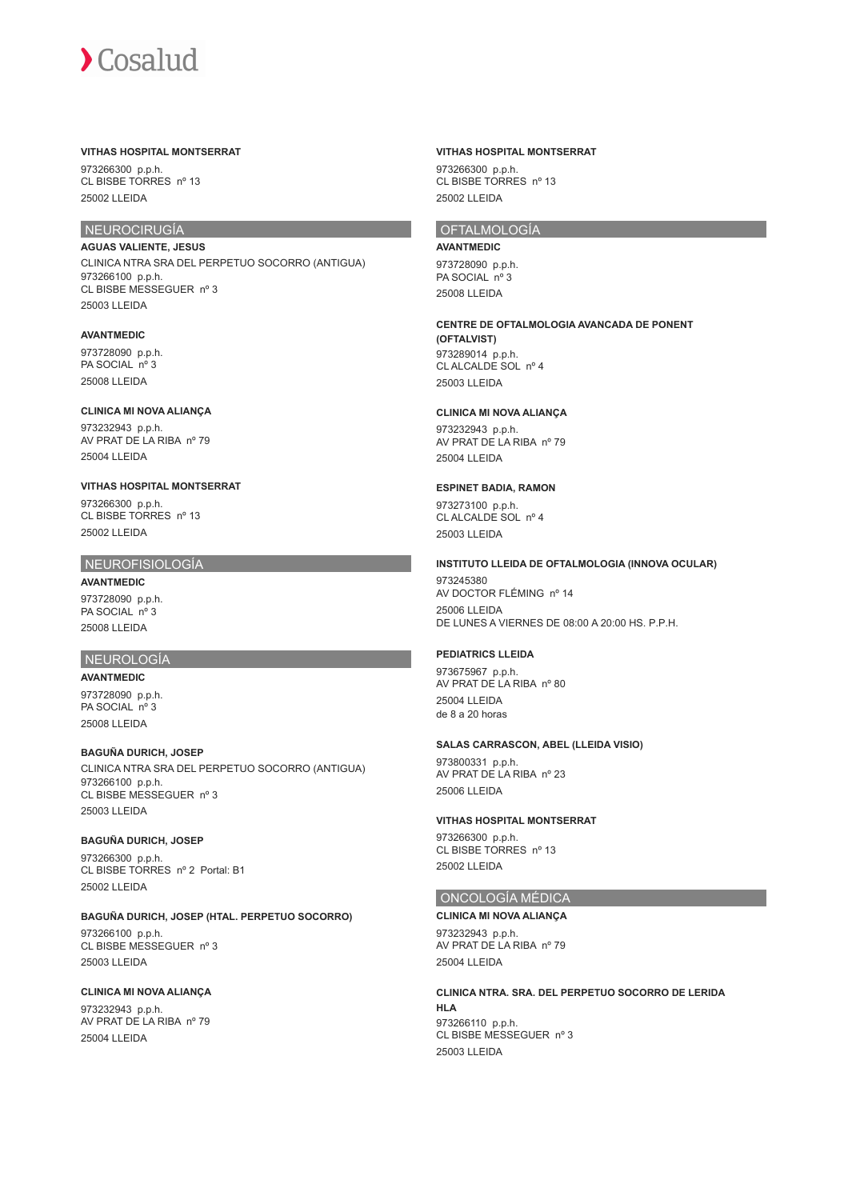**VITHAS HOSPITAL MONTSERRAT**

973266300 p.p.h.
CL BISBE TORRES nº 13
25002 LLEIDA

## NEUROCIRUGÍA

**AGUAS VALIENTE, JESUS**

CLINICA NTRA SRA DEL PERPETUO SOCORRO (ANTIGUA)
973266100 p.p.h.
CL BISBE MESSEGUER nº 3
25003 LLEIDA

**AVANTMEDIC**

973728090 p.p.h.
PA SOCIAL nº 3
25008 LLEIDA

**CLINICA MI NOVA ALIANÇA**

973232943 p.p.h.
AV PRAT DE LA RIBA nº 79
25004 LLEIDA

**VITHAS HOSPITAL MONTSERRAT**

973266300 p.p.h.
CL BISBE TORRES nº 13
25002 LLEIDA

## NEUROFISIOLOGÍA

**AVANTMEDIC**

973728090 p.p.h.
PA SOCIAL nº 3
25008 LLEIDA

## NEUROLOGÍA

**AVANTMEDIC**

973728090 p.p.h.
PA SOCIAL nº 3
25008 LLEIDA

**BAGUÑA DURICH, JOSEP**

CLINICA NTRA SRA DEL PERPETUO SOCORRO (ANTIGUA)
973266100 p.p.h.
CL BISBE MESSEGUER nº 3
25003 LLEIDA

**BAGUÑA DURICH, JOSEP**

973266300 p.p.h.
CL BISBE TORRES nº 2 Portal: B1
25002 LLEIDA

**BAGUÑA DURICH, JOSEP (HTAL. PERPETUO SOCORRO)**

973266100 p.p.h.
CL BISBE MESSEGUER nº 3
25003 LLEIDA

**CLINICA MI NOVA ALIANÇA**

973232943 p.p.h.
AV PRAT DE LA RIBA nº 79
25004 LLEIDA

**VITHAS HOSPITAL MONTSERRAT**

973266300 p.p.h.
CL BISBE TORRES nº 13
25002 LLEIDA

## OFTALMOLOGÍA

**AVANTMEDIC**

973728090 p.p.h.
PA SOCIAL nº 3
25008 LLEIDA

**CENTRE DE OFTALMOLOGIA AVANCADA DE PONENT (OFTALVIST)**

973289014 p.p.h.
CL ALCALDE SOL nº 4
25003 LLEIDA

**CLINICA MI NOVA ALIANÇA**

973232943 p.p.h.
AV PRAT DE LA RIBA nº 79
25004 LLEIDA

**ESPINET BADIA, RAMON**

973273100 p.p.h.
CL ALCALDE SOL nº 4
25003 LLEIDA

**INSTITUTO LLEIDA DE OFTALMOLOGIA (INNOVA OCULAR)**

973245380
AV DOCTOR FLÉMING nº 14
25006 LLEIDA
DE LUNES A VIERNES DE 08:00 A 20:00 HS. P.P.H.

**PEDIATRICS LLEIDA**

973675967 p.p.h.
AV PRAT DE LA RIBA nº 80
25004 LLEIDA
de 8 a 20 horas

**SALAS CARRASCON, ABEL (LLEIDA VISIO)**

973800331 p.p.h.
AV PRAT DE LA RIBA nº 23
25006 LLEIDA

**VITHAS HOSPITAL MONTSERRAT**

973266300 p.p.h.
CL BISBE TORRES nº 13
25002 LLEIDA

## ONCOLOGÍA MÉDICA

**CLINICA MI NOVA ALIANÇA**

973232943 p.p.h.
AV PRAT DE LA RIBA nº 79
25004 LLEIDA

**CLINICA NTRA. SRA. DEL PERPETUO SOCORRO DE LERIDA HLA**

973266110 p.p.h.
CL BISBE MESSEGUER nº 3
25003 LLEIDA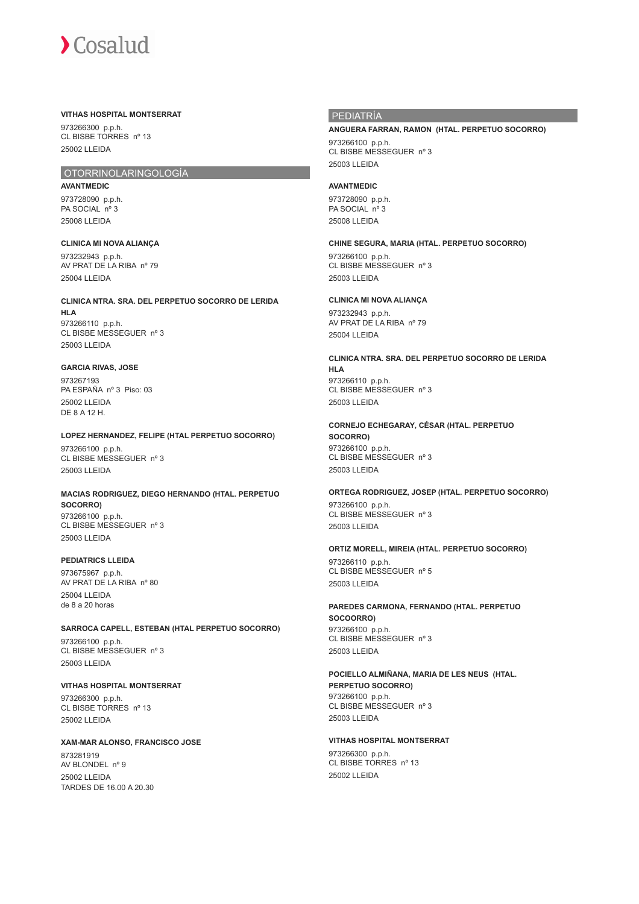**VITHAS HOSPITAL MONTSERRAT**

973266300 p.p.h.
CL BISBE TORRES nº 13
25002 LLEIDA

## OTORRINOLARINGOLOGÍA

**AVANTMEDIC**

973728090 p.p.h.
PA SOCIAL nº 3
25008 LLEIDA

**CLINICA MI NOVA ALIANÇA**

973232943 p.p.h.
AV PRAT DE LA RIBA nº 79
25004 LLEIDA

**CLINICA NTRA. SRA. DEL PERPETUO SOCORRO DE LERIDA HLA**

973266110 p.p.h.
CL BISBE MESSEGUER nº 3
25003 LLEIDA

**GARCIA RIVAS, JOSE**

973267193
PA ESPAÑA nº 3 Piso: 03
25002 LLEIDA
DE 8 A 12 H.

**LOPEZ HERNANDEZ, FELIPE (HTAL PERPETUO SOCORRO)**

973266100 p.p.h.
CL BISBE MESSEGUER nº 3
25003 LLEIDA

**MACIAS RODRIGUEZ, DIEGO HERNANDO (HTAL. PERPETUO SOCORRO)**

973266100 p.p.h.
CL BISBE MESSEGUER nº 3
25003 LLEIDA

**PEDIATRICS LLEIDA**

973675967 p.p.h.
AV PRAT DE LA RIBA nº 80
25004 LLEIDA
de 8 a 20 horas

**SARROCA CAPELL, ESTEBAN (HTAL PERPETUO SOCORRO)**

973266100 p.p.h.
CL BISBE MESSEGUER nº 3
25003 LLEIDA

**VITHAS HOSPITAL MONTSERRAT**

973266300 p.p.h.
CL BISBE TORRES nº 13
25002 LLEIDA

**XAM-MAR ALONSO, FRANCISCO JOSE**

873281919
AV BLONDEL nº 9
25002 LLEIDA
TARDES DE 16.00 A 20.30

## PEDIATRÍA

**ANGUERA FARRAN, RAMON (HTAL. PERPETUO SOCORRO)**

973266100 p.p.h.
CL BISBE MESSEGUER nº 3
25003 LLEIDA

**AVANTMEDIC**

973728090 p.p.h.
PA SOCIAL nº 3
25008 LLEIDA

**CHINE SEGURA, MARIA (HTAL. PERPETUO SOCORRO)**

973266100 p.p.h.
CL BISBE MESSEGUER nº 3
25003 LLEIDA

**CLINICA MI NOVA ALIANÇA**

973232943 p.p.h.
AV PRAT DE LA RIBA nº 79
25004 LLEIDA

**CLINICA NTRA. SRA. DEL PERPETUO SOCORRO DE LERIDA HLA**

973266110 p.p.h.
CL BISBE MESSEGUER nº 3
25003 LLEIDA

**CORNEJO ECHEGARAY, CÉSAR (HTAL. PERPETUO SOCORRO)**

973266100 p.p.h.
CL BISBE MESSEGUER nº 3
25003 LLEIDA

**ORTEGA RODRIGUEZ, JOSEP (HTAL. PERPETUO SOCORRO)**

973266100 p.p.h.
CL BISBE MESSEGUER nº 3
25003 LLEIDA

**ORTIZ MORELL, MIREIA (HTAL. PERPETUO SOCORRO)**

973266110 p.p.h.
CL BISBE MESSEGUER nº 5
25003 LLEIDA

**PAREDES CARMONA, FERNANDO (HTAL. PERPETUO SOCOORRO)**

973266100 p.p.h.
CL BISBE MESSEGUER nº 3
25003 LLEIDA

**POCIELLO ALMIÑANA, MARIA DE LES NEUS (HTAL. PERPETUO SOCORRO)**

973266100 p.p.h.
CL BISBE MESSEGUER nº 3
25003 LLEIDA

**VITHAS HOSPITAL MONTSERRAT**

973266300 p.p.h.
CL BISBE TORRES nº 13
25002 LLEIDA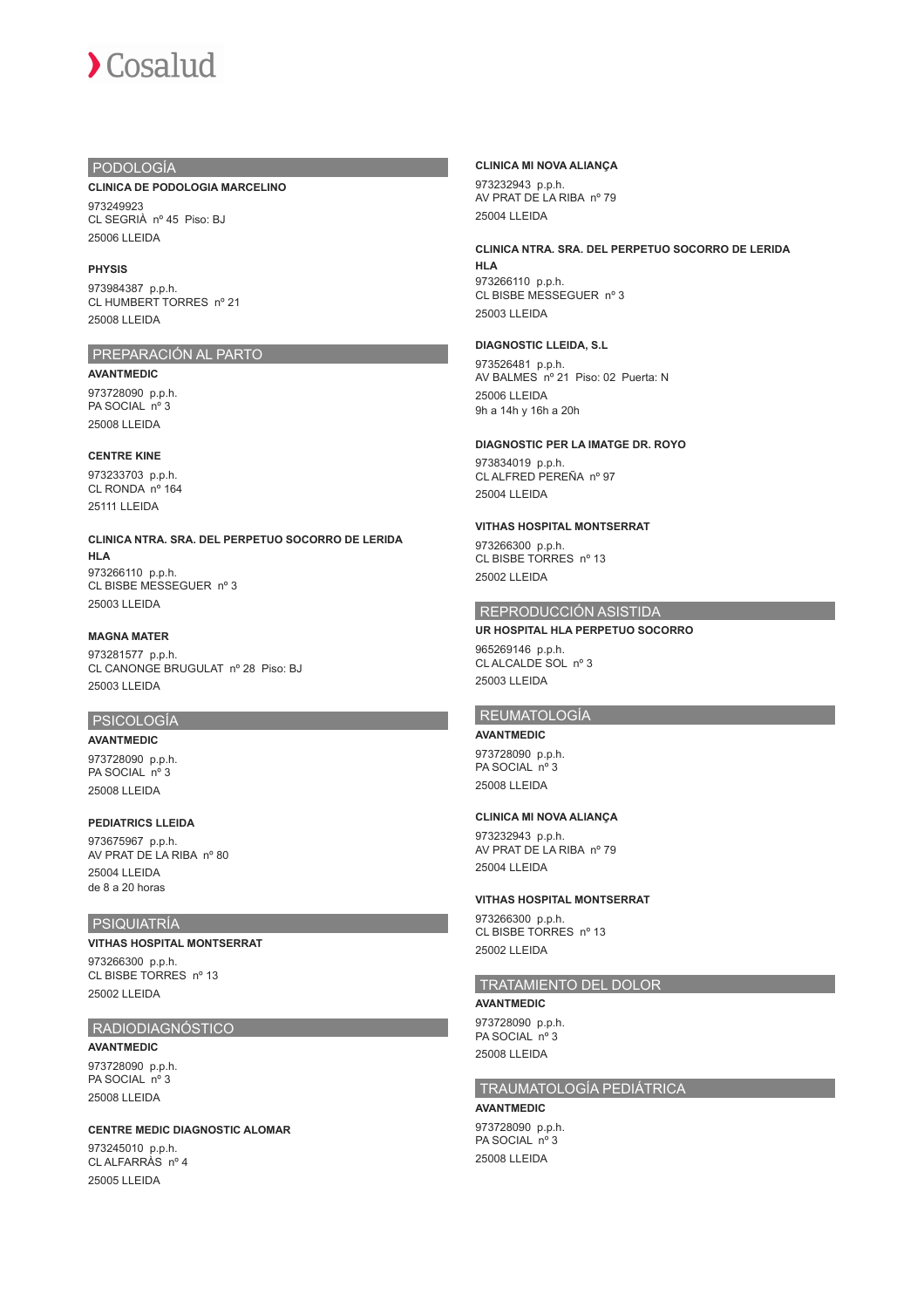## PODOLOGÍA

**CLINICA DE PODOLOGIA MARCELINO**

973249923
CL SEGRIÀ nº 45 Piso: BJ
25006 LLEIDA

**PHYSIS**

973984387 p.p.h.
CL HUMBERT TORRES nº 21
25008 LLEIDA

## PREPARACIÓN AL PARTO

**AVANTMEDIC**

973728090 p.p.h.
PA SOCIAL nº 3
25008 LLEIDA

**CENTRE KINE**

973233703 p.p.h.
CL RONDA nº 164
25111 LLEIDA

**CLINICA NTRA. SRA. DEL PERPETUO SOCORRO DE LERIDA HLA**

973266110 p.p.h.
CL BISBE MESSEGUER nº 3
25003 LLEIDA

**MAGNA MATER**

973281577 p.p.h.
CL CANONGE BRUGULAT nº 28 Piso: BJ
25003 LLEIDA

## PSICOLOGÍA

**AVANTMEDIC**

973728090 p.p.h.
PA SOCIAL nº 3
25008 LLEIDA

**PEDIATRICS LLEIDA**

973675967 p.p.h.
AV PRAT DE LA RIBA nº 80
25004 LLEIDA
de 8 a 20 horas

## PSIQUIATRÍA

**VITHAS HOSPITAL MONTSERRAT**

973266300 p.p.h.
CL BISBE TORRES nº 13
25002 LLEIDA

## RADIODIAGNÓSTICO

**AVANTMEDIC**

973728090 p.p.h.
PA SOCIAL nº 3
25008 LLEIDA

**CENTRE MEDIC DIAGNOSTIC ALOMAR**

973245010 p.p.h.
CL ALFARRÀS nº 4
25005 LLEIDA

**CLINICA MI NOVA ALIANÇA**

973232943 p.p.h.
AV PRAT DE LA RIBA nº 79
25004 LLEIDA

**CLINICA NTRA. SRA. DEL PERPETUO SOCORRO DE LERIDA HLA**

973266110 p.p.h.
CL BISBE MESSEGUER nº 3
25003 LLEIDA

**DIAGNOSTIC LLEIDA, S.L**

973526481 p.p.h.
AV BALMES nº 21 Piso: 02 Puerta: N
25006 LLEIDA
9h a 14h y 16h a 20h

**DIAGNOSTIC PER LA IMATGE DR. ROYO**

973834019 p.p.h.
CL ALFRED PEREÑA nº 97
25004 LLEIDA

**VITHAS HOSPITAL MONTSERRAT**

973266300 p.p.h.
CL BISBE TORRES nº 13
25002 LLEIDA

## REPRODUCCIÓN ASISTIDA

**UR HOSPITAL HLA PERPETUO SOCORRO**

965269146 p.p.h.
CL ALCALDE SOL nº 3
25003 LLEIDA

## REUMATOLOGÍA

**AVANTMEDIC**

973728090 p.p.h.
PA SOCIAL nº 3
25008 LLEIDA

**CLINICA MI NOVA ALIANÇA**

973232943 p.p.h.
AV PRAT DE LA RIBA nº 79
25004 LLEIDA

**VITHAS HOSPITAL MONTSERRAT**

973266300 p.p.h.
CL BISBE TORRES nº 13
25002 LLEIDA

## TRATAMIENTO DEL DOLOR

**AVANTMEDIC**

973728090 p.p.h.
PA SOCIAL nº 3
25008 LLEIDA

## TRAUMATOLOGÍA PEDIÁTRICA

**AVANTMEDIC**

973728090 p.p.h.
PA SOCIAL nº 3
25008 LLEIDA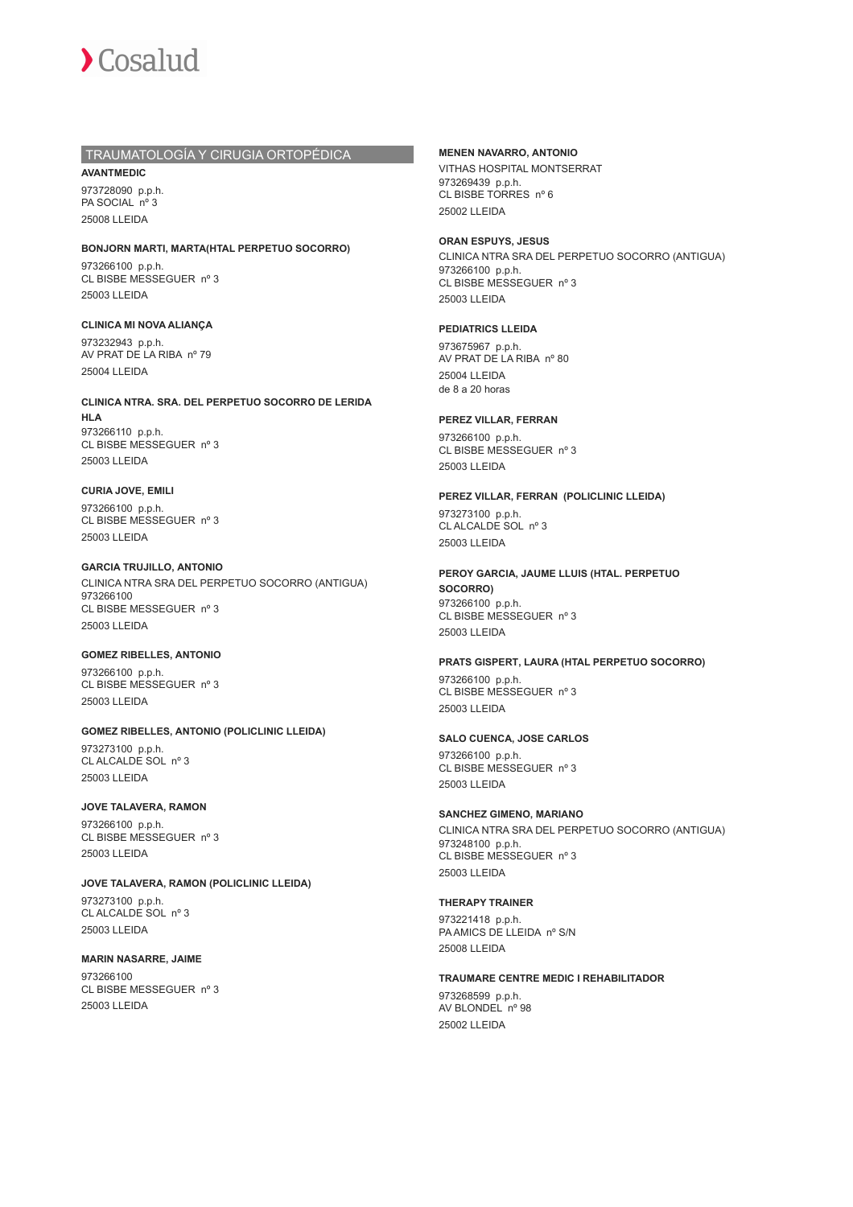## TRAUMATOLOGÍA Y CIRUGIA ORTOPÉDICA

**AVANTMEDIC**

973728090 p.p.h.
PA SOCIAL nº 3
25008 LLEIDA

**BONJORN MARTI, MARTA(HTAL PERPETUO SOCORRO)**

973266100 p.p.h.
CL BISBE MESSEGUER nº 3
25003 LLEIDA

**CLINICA MI NOVA ALIANÇA**

973232943 p.p.h.
AV PRAT DE LA RIBA nº 79
25004 LLEIDA

**CLINICA NTRA. SRA. DEL PERPETUO SOCORRO DE LERIDA HLA**

973266110 p.p.h.
CL BISBE MESSEGUER nº 3
25003 LLEIDA

**CURIA JOVE, EMILI**

973266100 p.p.h.
CL BISBE MESSEGUER nº 3
25003 LLEIDA

**GARCIA TRUJILLO, ANTONIO**

CLINICA NTRA SRA DEL PERPETUO SOCORRO (ANTIGUA)
973266100
CL BISBE MESSEGUER nº 3
25003 LLEIDA

**GOMEZ RIBELLES, ANTONIO**

973266100 p.p.h.
CL BISBE MESSEGUER nº 3
25003 LLEIDA

**GOMEZ RIBELLES, ANTONIO (POLICLINIC LLEIDA)**

973273100 p.p.h.
CL ALCALDE SOL nº 3
25003 LLEIDA

**JOVE TALAVERA, RAMON**

973266100 p.p.h.
CL BISBE MESSEGUER nº 3
25003 LLEIDA

**JOVE TALAVERA, RAMON (POLICLINIC LLEIDA)**

973273100 p.p.h.
CL ALCALDE SOL nº 3
25003 LLEIDA

**MARIN NASARRE, JAIME**

973266100
CL BISBE MESSEGUER nº 3
25003 LLEIDA

**MENEN NAVARRO, ANTONIO**

VITHAS HOSPITAL MONTSERRAT
973269439 p.p.h.
CL BISBE TORRES nº 6
25002 LLEIDA

**ORAN ESPUYS, JESUS**

CLINICA NTRA SRA DEL PERPETUO SOCORRO (ANTIGUA)
973266100 p.p.h.
CL BISBE MESSEGUER nº 3
25003 LLEIDA

**PEDIATRICS LLEIDA**

973675967 p.p.h.
AV PRAT DE LA RIBA nº 80
25004 LLEIDA
de 8 a 20 horas

**PEREZ VILLAR, FERRAN**

973266100 p.p.h.
CL BISBE MESSEGUER nº 3
25003 LLEIDA

**PEREZ VILLAR, FERRAN (POLICLINIC LLEIDA)**

973273100 p.p.h.
CL ALCALDE SOL nº 3
25003 LLEIDA

**PEROY GARCIA, JAUME LLUIS (HTAL. PERPETUO SOCORRO)**

973266100 p.p.h.
CL BISBE MESSEGUER nº 3
25003 LLEIDA

**PRATS GISPERT, LAURA (HTAL PERPETUO SOCORRO)**

973266100 p.p.h.
CL BISBE MESSEGUER nº 3
25003 LLEIDA

**SALO CUENCA, JOSE CARLOS**

973266100 p.p.h.
CL BISBE MESSEGUER nº 3
25003 LLEIDA

**SANCHEZ GIMENO, MARIANO**

CLINICA NTRA SRA DEL PERPETUO SOCORRO (ANTIGUA)
973248100 p.p.h.
CL BISBE MESSEGUER nº 3
25003 LLEIDA

**THERAPY TRAINER**

973221418 p.p.h.
PA AMICS DE LLEIDA nº S/N
25008 LLEIDA

**TRAUMARE CENTRE MEDIC I REHABILITADOR**

973268599 p.p.h.
AV BLONDEL nº 98
25002 LLEIDA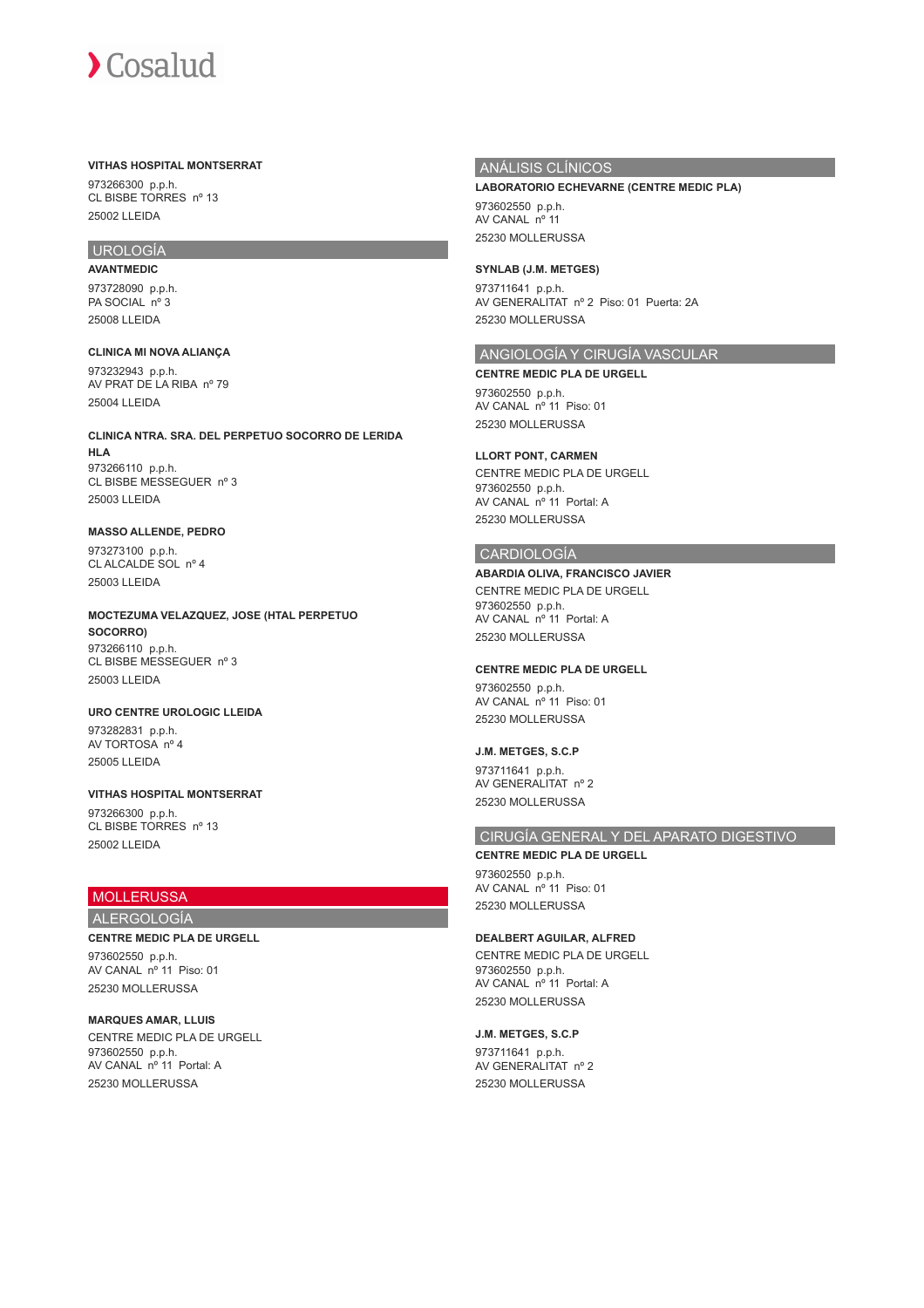**VITHAS HOSPITAL MONTSERRAT**

973266300 p.p.h.
CL BISBE TORRES nº 13
25002 LLEIDA

## UROLOGÍA

**AVANTMEDIC**

973728090 p.p.h.
PA SOCIAL nº 3
25008 LLEIDA

**CLINICA MI NOVA ALIANÇA**

973232943 p.p.h.
AV PRAT DE LA RIBA nº 79
25004 LLEIDA

**CLINICA NTRA. SRA. DEL PERPETUO SOCORRO DE LERIDA HLA**

973266110 p.p.h.
CL BISBE MESSEGUER nº 3
25003 LLEIDA

**MASSO ALLENDE, PEDRO**

973273100 p.p.h.
CL ALCALDE SOL nº 4
25003 LLEIDA

**MOCTEZUMA VELAZQUEZ, JOSE (HTAL PERPETUO SOCORRO)**

973266110 p.p.h.
CL BISBE MESSEGUER nº 3
25003 LLEIDA

**URO CENTRE UROLOGIC LLEIDA**

973282831 p.p.h.
AV TORTOSA nº 4
25005 LLEIDA

**VITHAS HOSPITAL MONTSERRAT**

973266300 p.p.h.
CL BISBE TORRES nº 13
25002 LLEIDA

# MOLLERUSSA

## ALERGOLOGÍA

**CENTRE MEDIC PLA DE URGELL**

973602550 p.p.h.
AV CANAL nº 11 Piso: 01
25230 MOLLERUSSA

**MARQUES AMAR, LLUIS**

CENTRE MEDIC PLA DE URGELL
973602550 p.p.h.
AV CANAL nº 11 Portal: A
25230 MOLLERUSSA

## ANÁLISIS CLÍNICOS

**LABORATORIO ECHEVARNE (CENTRE MEDIC PLA)**

973602550 p.p.h.
AV CANAL nº 11
25230 MOLLERUSSA

**SYNLAB (J.M. METGES)**

973711641 p.p.h.
AV GENERALITAT nº 2 Piso: 01 Puerta: 2A
25230 MOLLERUSSA

## ANGIOLOGÍA Y CIRUGÍA VASCULAR

**CENTRE MEDIC PLA DE URGELL**

973602550 p.p.h.
AV CANAL nº 11 Piso: 01
25230 MOLLERUSSA

**LLORT PONT, CARMEN**

CENTRE MEDIC PLA DE URGELL
973602550 p.p.h.
AV CANAL nº 11 Portal: A
25230 MOLLERUSSA

## CARDIOLOGÍA

**ABARDIA OLIVA, FRANCISCO JAVIER**

CENTRE MEDIC PLA DE URGELL
973602550 p.p.h.
AV CANAL nº 11 Portal: A
25230 MOLLERUSSA

**CENTRE MEDIC PLA DE URGELL**

973602550 p.p.h.
AV CANAL nº 11 Piso: 01
25230 MOLLERUSSA

**J.M. METGES, S.C.P**

973711641 p.p.h.
AV GENERALITAT nº 2
25230 MOLLERUSSA

## CIRUGÍA GENERAL Y DEL APARATO DIGESTIVO

**CENTRE MEDIC PLA DE URGELL**

973602550 p.p.h.
AV CANAL nº 11 Piso: 01
25230 MOLLERUSSA

**DEALBERT AGUILAR, ALFRED**

CENTRE MEDIC PLA DE URGELL
973602550 p.p.h.
AV CANAL nº 11 Portal: A
25230 MOLLERUSSA

**J.M. METGES, S.C.P**

973711641 p.p.h.
AV GENERALITAT nº 2
25230 MOLLERUSSA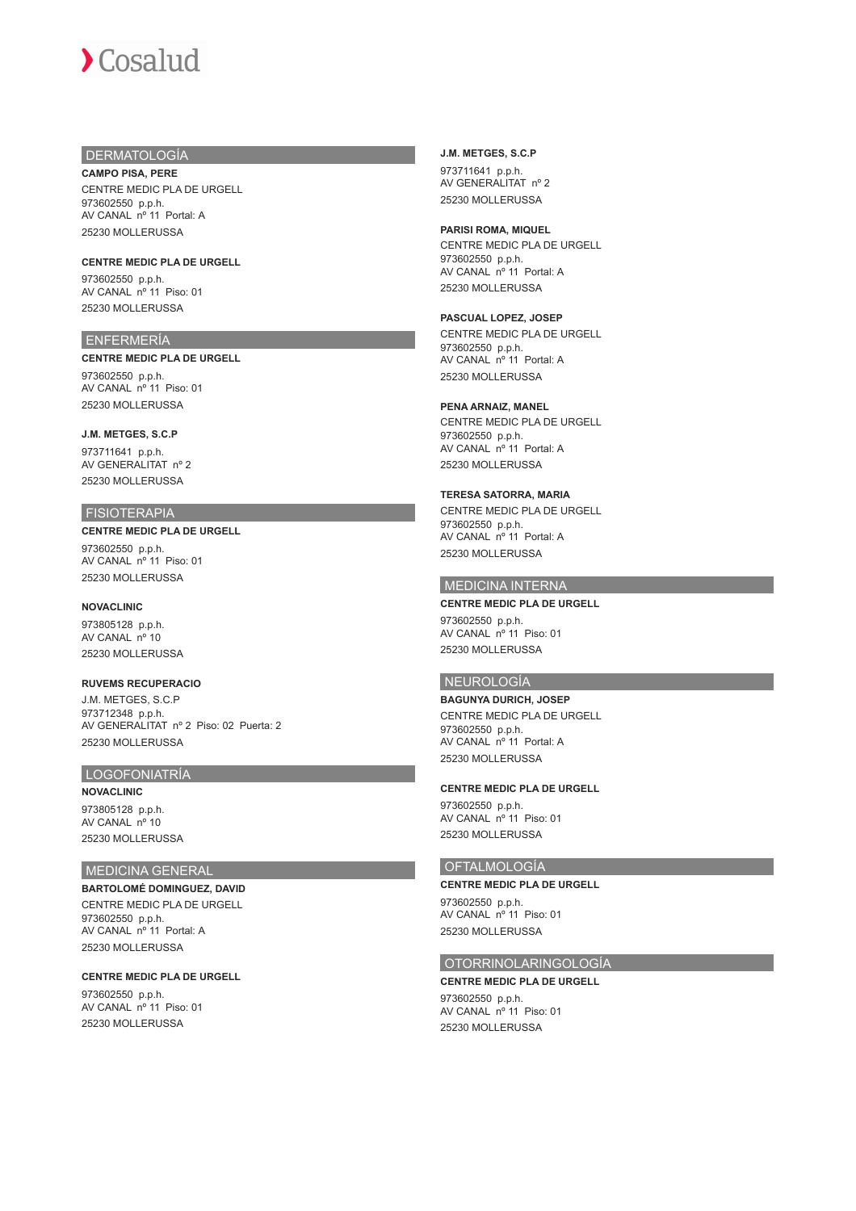## DERMATOLOGÍA

**CAMPO PISA, PERE**
CENTRE MEDIC PLA DE URGELL
973602550 p.p.h.
AV CANAL nº 11 Portal: A
25230 MOLLERUSSA

**CENTRE MEDIC PLA DE URGELL**
973602550 p.p.h.
AV CANAL nº 11 Piso: 01
25230 MOLLERUSSA

## ENFERMERÍA

**CENTRE MEDIC PLA DE URGELL**
973602550 p.p.h.
AV CANAL nº 11 Piso: 01
25230 MOLLERUSSA

**J.M. METGES, S.C.P**
973711641 p.p.h.
AV GENERALITAT nº 2
25230 MOLLERUSSA

## FISIOTERAPIA

**CENTRE MEDIC PLA DE URGELL**
973602550 p.p.h.
AV CANAL nº 11 Piso: 01
25230 MOLLERUSSA

**NOVACLINIC**
973805128 p.p.h.
AV CANAL nº 10
25230 MOLLERUSSA

**RUVEMS RECUPERACIO**
J.M. METGES, S.C.P
973712348 p.p.h.
AV GENERALITAT nº 2 Piso: 02 Puerta: 2
25230 MOLLERUSSA

## LOGOFONIATRÍA

**NOVACLINIC**
973805128 p.p.h.
AV CANAL nº 10
25230 MOLLERUSSA

## MEDICINA GENERAL

**BARTOLOMÉ DOMINGUEZ, DAVID**
CENTRE MEDIC PLA DE URGELL
973602550 p.p.h.
AV CANAL nº 11 Portal: A
25230 MOLLERUSSA

**CENTRE MEDIC PLA DE URGELL**
973602550 p.p.h.
AV CANAL nº 11 Piso: 01
25230 MOLLERUSSA

**J.M. METGES, S.C.P**
973711641 p.p.h.
AV GENERALITAT nº 2
25230 MOLLERUSSA

**PARISI ROMA, MIQUEL**
CENTRE MEDIC PLA DE URGELL
973602550 p.p.h.
AV CANAL nº 11 Portal: A
25230 MOLLERUSSA

**PASCUAL LOPEZ, JOSEP**
CENTRE MEDIC PLA DE URGELL
973602550 p.p.h.
AV CANAL nº 11 Portal: A
25230 MOLLERUSSA

**PENA ARNAIZ, MANEL**
CENTRE MEDIC PLA DE URGELL
973602550 p.p.h.
AV CANAL nº 11 Portal: A
25230 MOLLERUSSA

**TERESA SATORRA, MARIA**
CENTRE MEDIC PLA DE URGELL
973602550 p.p.h.
AV CANAL nº 11 Portal: A
25230 MOLLERUSSA

## MEDICINA INTERNA

**CENTRE MEDIC PLA DE URGELL**
973602550 p.p.h.
AV CANAL nº 11 Piso: 01
25230 MOLLERUSSA

## NEUROLOGÍA

**BAGUNYA DURICH, JOSEP**
CENTRE MEDIC PLA DE URGELL
973602550 p.p.h.
AV CANAL nº 11 Portal: A
25230 MOLLERUSSA

**CENTRE MEDIC PLA DE URGELL**
973602550 p.p.h.
AV CANAL nº 11 Piso: 01
25230 MOLLERUSSA

## OFTALMOLOGÍA

**CENTRE MEDIC PLA DE URGELL**
973602550 p.p.h.
AV CANAL nº 11 Piso: 01
25230 MOLLERUSSA

## OTORRINOLARINGOLOGÍA

**CENTRE MEDIC PLA DE URGELL**
973602550 p.p.h.
AV CANAL nº 11 Piso: 01
25230 MOLLERUSSA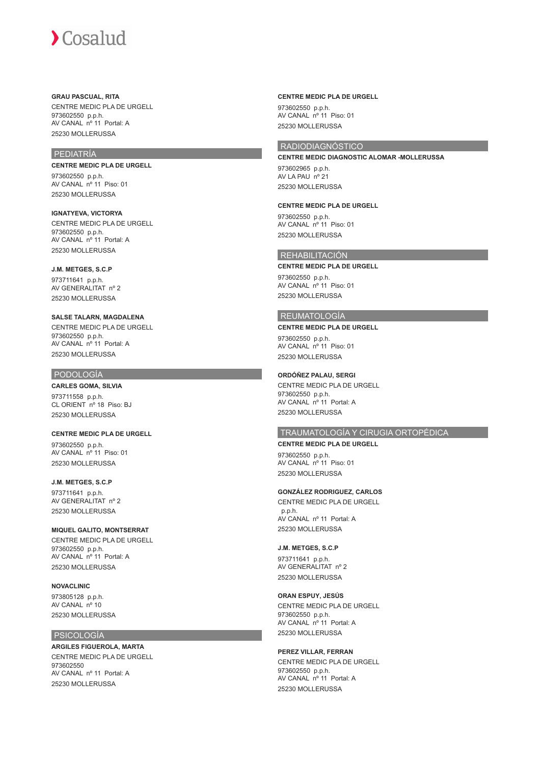**GRAU PASCUAL, RITA**
CENTRE MEDIC PLA DE URGELL
973602550 p.p.h.
AV CANAL nº 11 Portal: A
25230 MOLLERUSSA

## PEDIATRÍA

**CENTRE MEDIC PLA DE URGELL**
973602550 p.p.h.
AV CANAL nº 11 Piso: 01
25230 MOLLERUSSA

**IGNATYEVA, VICTORYA**
CENTRE MEDIC PLA DE URGELL
973602550 p.p.h.
AV CANAL nº 11 Portal: A
25230 MOLLERUSSA

**J.M. METGES, S.C.P**
973711641 p.p.h.
AV GENERALITAT nº 2
25230 MOLLERUSSA

**SALSE TALARN, MAGDALENA**
CENTRE MEDIC PLA DE URGELL
973602550 p.p.h.
AV CANAL nº 11 Portal: A
25230 MOLLERUSSA

## PODOLOGÍA

**CARLES GOMA, SILVIA**
973711558 p.p.h.
CL ORIENT nº 18 Piso: BJ
25230 MOLLERUSSA

**CENTRE MEDIC PLA DE URGELL**
973602550 p.p.h.
AV CANAL nº 11 Piso: 01
25230 MOLLERUSSA

**J.M. METGES, S.C.P**
973711641 p.p.h.
AV GENERALITAT nº 2
25230 MOLLERUSSA

**MIQUEL GALITO, MONTSERRAT**
CENTRE MEDIC PLA DE URGELL
973602550 p.p.h.
AV CANAL nº 11 Portal: A
25230 MOLLERUSSA

**NOVACLINIC**
973805128 p.p.h.
AV CANAL nº 10
25230 MOLLERUSSA

## PSICOLOGÍA

**ARGILES FIGUEROLA, MARTA**
CENTRE MEDIC PLA DE URGELL
973602550
AV CANAL nº 11 Portal: A
25230 MOLLERUSSA

**CENTRE MEDIC PLA DE URGELL**
973602550 p.p.h.
AV CANAL nº 11 Piso: 01
25230 MOLLERUSSA

## RADIODIAGNÓSTICO

**CENTRE MEDIC DIAGNOSTIC ALOMAR -MOLLERUSSA**
973602965 p.p.h.
AV LA PAU nº 21
25230 MOLLERUSSA

**CENTRE MEDIC PLA DE URGELL**
973602550 p.p.h.
AV CANAL nº 11 Piso: 01
25230 MOLLERUSSA

## REHABILITACIÓN

**CENTRE MEDIC PLA DE URGELL**
973602550 p.p.h.
AV CANAL nº 11 Piso: 01
25230 MOLLERUSSA

## REUMATOLOGÍA

**CENTRE MEDIC PLA DE URGELL**
973602550 p.p.h.
AV CANAL nº 11 Piso: 01
25230 MOLLERUSSA

**ORDÓÑEZ PALAU, SERGI**
CENTRE MEDIC PLA DE URGELL
973602550 p.p.h.
AV CANAL nº 11 Portal: A
25230 MOLLERUSSA

## TRAUMATOLOGÍA Y CIRUGIA ORTOPÉDICA

**CENTRE MEDIC PLA DE URGELL**
973602550 p.p.h.
AV CANAL nº 11 Piso: 01
25230 MOLLERUSSA

**GONZÁLEZ RODRIGUEZ, CARLOS**
CENTRE MEDIC PLA DE URGELL
p.p.h.
AV CANAL nº 11 Portal: A
25230 MOLLERUSSA

**J.M. METGES, S.C.P**
973711641 p.p.h.
AV GENERALITAT nº 2
25230 MOLLERUSSA

**ORAN ESPUY, JESÚS**
CENTRE MEDIC PLA DE URGELL
973602550 p.p.h.
AV CANAL nº 11 Portal: A
25230 MOLLERUSSA

**PEREZ VILLAR, FERRAN**
CENTRE MEDIC PLA DE URGELL
973602550 p.p.h.
AV CANAL nº 11 Portal: A
25230 MOLLERUSSA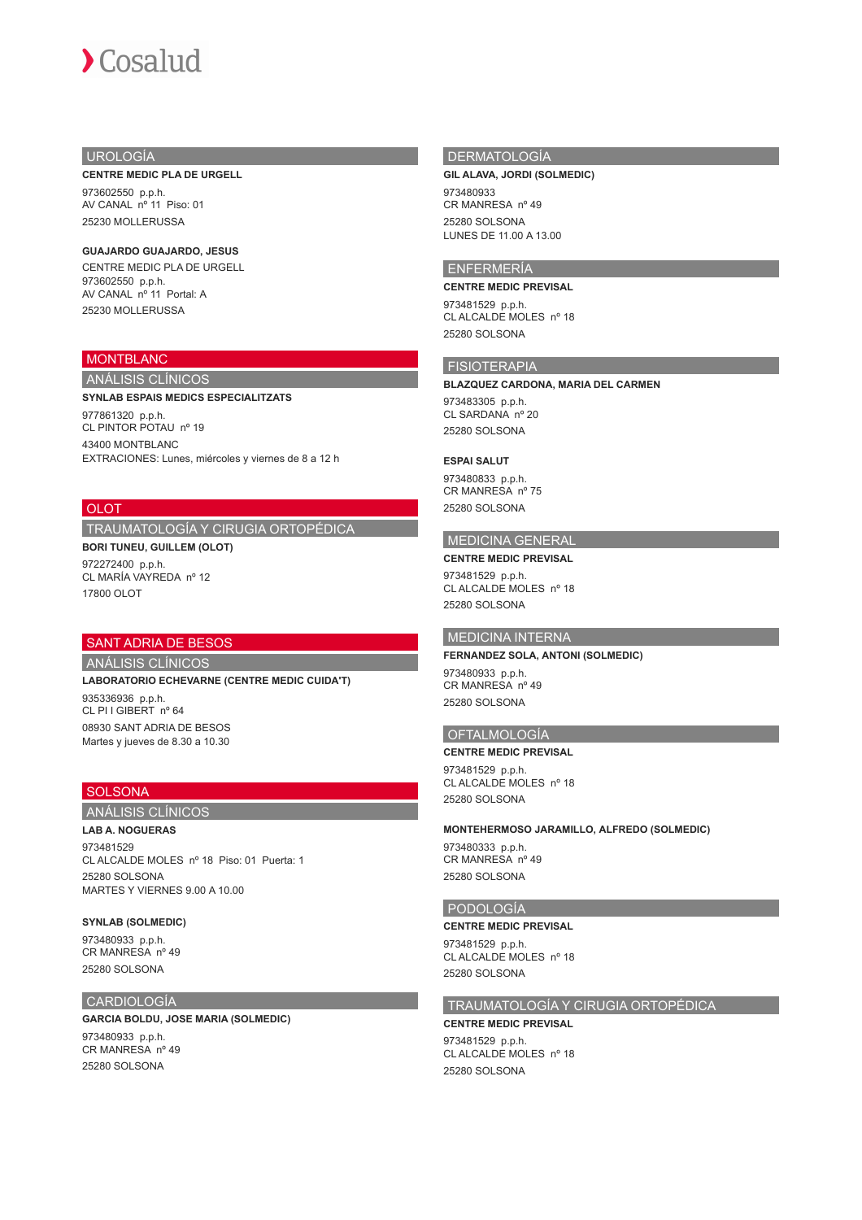## UROLOGÍA

**CENTRE MEDIC PLA DE URGELL**

973602550 p.p.h.
AV CANAL nº 11 Piso: 01
25230 MOLLERUSSA

**GUAJARDO GUAJARDO, JESUS**

CENTRE MEDIC PLA DE URGELL
973602550 p.p.h.
AV CANAL nº 11 Portal: A
25230 MOLLERUSSA

# MONTBLANC

## ANÁLISIS CLÍNICOS

**SYNLAB ESPAIS MEDICS ESPECIALITZATS**

977861320 p.p.h.
CL PINTOR POTAU nº 19
43400 MONTBLANC
EXTRACIONES: Lunes, miércoles y viernes de 8 a 12 h

# OLOT

## TRAUMATOLOGÍA Y CIRUGIA ORTOPÉDICA

**BORI TUNEU, GUILLEM (OLOT)**

972272400 p.p.h.
CL MARÍA VAYREDA nº 12
17800 OLOT

# SANT ADRIA DE BESOS

## ANÁLISIS CLÍNICOS

**LABORATORIO ECHEVARNE (CENTRE MEDIC CUIDA'T)**

935336936 p.p.h.
CL PI I GIBERT nº 64
08930 SANT ADRIA DE BESOS
Martes y jueves de 8.30 a 10.30

# SOLSONA

## ANÁLISIS CLÍNICOS

**LAB A. NOGUERAS**

973481529
CL ALCALDE MOLES nº 18 Piso: 01 Puerta: 1
25280 SOLSONA
MARTES Y VIERNES 9.00 A 10.00

**SYNLAB (SOLMEDIC)**

973480933 p.p.h.
CR MANRESA nº 49
25280 SOLSONA

## CARDIOLOGÍA

**GARCIA BOLDU, JOSE MARIA (SOLMEDIC)**

973480933 p.p.h.
CR MANRESA nº 49
25280 SOLSONA

## DERMATOLOGÍA

**GIL ALAVA, JORDI (SOLMEDIC)**

973480933
CR MANRESA nº 49
25280 SOLSONA
LUNES DE 11.00 A 13.00

## ENFERMERÍA

**CENTRE MEDIC PREVISAL**

973481529 p.p.h.
CL ALCALDE MOLES nº 18
25280 SOLSONA

## FISIOTERAPIA

**BLAZQUEZ CARDONA, MARIA DEL CARMEN**

973483305 p.p.h.
CL SARDANA nº 20
25280 SOLSONA

**ESPAI SALUT**

973480833 p.p.h.
CR MANRESA nº 75
25280 SOLSONA

## MEDICINA GENERAL

**CENTRE MEDIC PREVISAL**

973481529 p.p.h.
CL ALCALDE MOLES nº 18
25280 SOLSONA

## MEDICINA INTERNA

**FERNANDEZ SOLA, ANTONI (SOLMEDIC)**

973480933 p.p.h.
CR MANRESA nº 49
25280 SOLSONA

## OFTALMOLOGÍA

**CENTRE MEDIC PREVISAL**

973481529 p.p.h.
CL ALCALDE MOLES nº 18
25280 SOLSONA

**MONTEHERMOSO JARAMILLO, ALFREDO (SOLMEDIC)**

973480333 p.p.h.
CR MANRESA nº 49
25280 SOLSONA

## PODOLOGÍA

**CENTRE MEDIC PREVISAL**

973481529 p.p.h.
CL ALCALDE MOLES nº 18
25280 SOLSONA

## TRAUMATOLOGÍA Y CIRUGIA ORTOPÉDICA

**CENTRE MEDIC PREVISAL**

973481529 p.p.h.
CL ALCALDE MOLES nº 18
25280 SOLSONA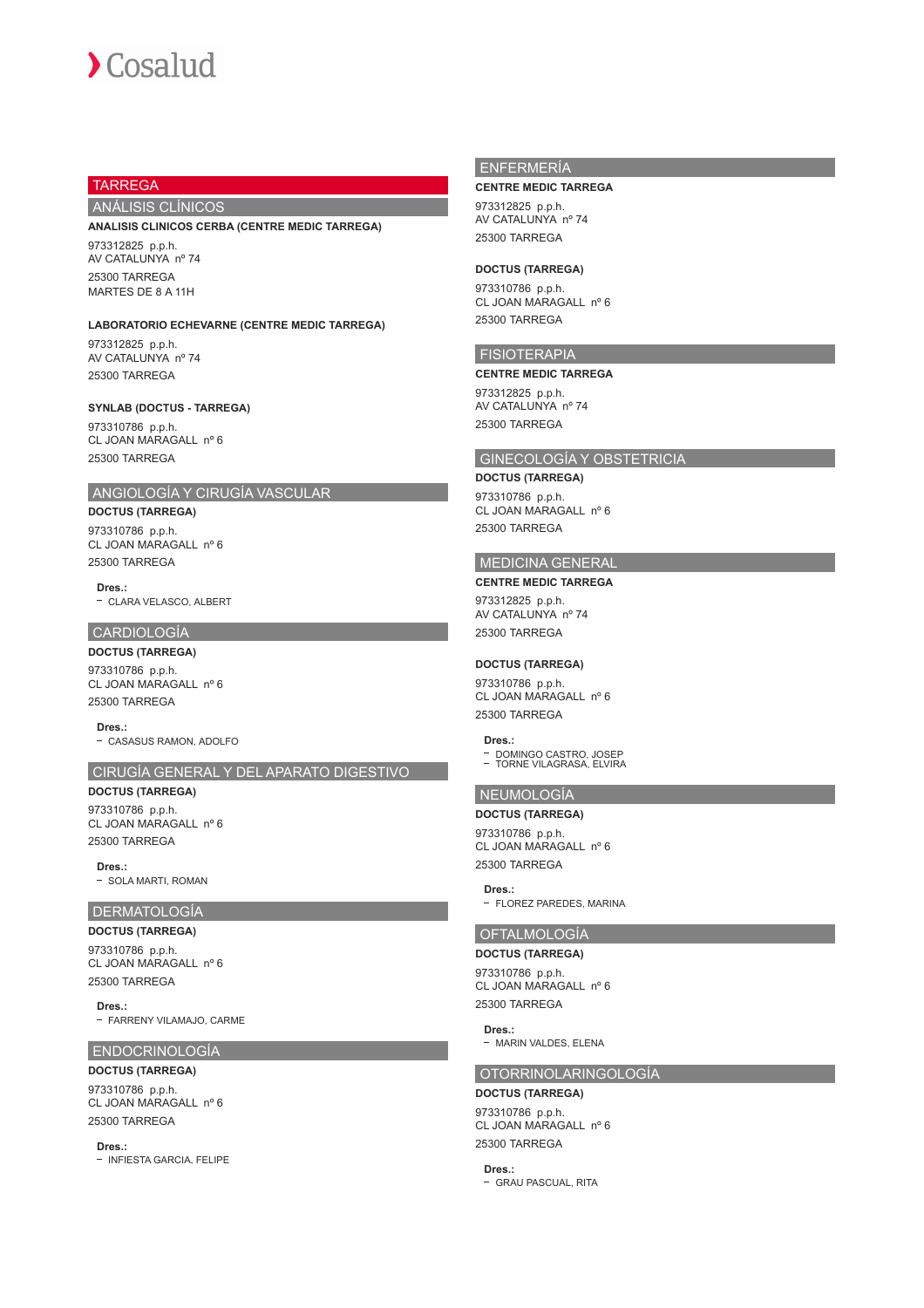# TARREGA

## ANÁLISIS CLÍNICOS

**ANALISIS CLINICOS CERBA (CENTRE MEDIC TARREGA)**

973312825 p.p.h.
AV CATALUNYA nº 74

25300 TARREGA
MARTES DE 8 A 11H

**LABORATORIO ECHEVARNE (CENTRE MEDIC TARREGA)**

973312825 p.p.h.
AV CATALUNYA nº 74

25300 TARREGA

**SYNLAB (DOCTUS - TARREGA)**

973310786 p.p.h.
CL JOAN MARAGALL nº 6

25300 TARREGA

## ANGIOLOGÍA Y CIRUGÍA VASCULAR

**DOCTUS (TARREGA)**

973310786 p.p.h.
CL JOAN MARAGALL nº 6

25300 TARREGA

**Dres.:**
- CLARA VELASCO, ALBERT

## CARDIOLOGÍA

**DOCTUS (TARREGA)**

973310786 p.p.h.
CL JOAN MARAGALL nº 6

25300 TARREGA

**Dres.:**
- CASASUS RAMON, ADOLFO

## CIRUGÍA GENERAL Y DEL APARATO DIGESTIVO

**DOCTUS (TARREGA)**

973310786 p.p.h.
CL JOAN MARAGALL nº 6

25300 TARREGA

**Dres.:**
- SOLA MARTI, ROMAN

## DERMATOLOGÍA

**DOCTUS (TARREGA)**

973310786 p.p.h.
CL JOAN MARAGALL nº 6

25300 TARREGA

**Dres.:**
- FARRENY VILAMAJO, CARME

## ENDOCRINOLOGÍA

**DOCTUS (TARREGA)**

973310786 p.p.h.
CL JOAN MARAGALL nº 6

25300 TARREGA

**Dres.:**
- INFIESTA GARCIA, FELIPE

## ENFERMERÍA

**CENTRE MEDIC TARREGA**

973312825 p.p.h.
AV CATALUNYA nº 74

25300 TARREGA

**DOCTUS (TARREGA)**

973310786 p.p.h.
CL JOAN MARAGALL nº 6

25300 TARREGA

## FISIOTERAPIA

**CENTRE MEDIC TARREGA**

973312825 p.p.h.
AV CATALUNYA nº 74

25300 TARREGA

## GINECOLOGÍA Y OBSTETRICIA

**DOCTUS (TARREGA)**

973310786 p.p.h.
CL JOAN MARAGALL nº 6

25300 TARREGA

## MEDICINA GENERAL

**CENTRE MEDIC TARREGA**

973312825 p.p.h.
AV CATALUNYA nº 74

25300 TARREGA

**DOCTUS (TARREGA)**

973310786 p.p.h.
CL JOAN MARAGALL nº 6

25300 TARREGA

**Dres.:**
- DOMINGO CASTRO, JOSEP
- TORNE VILAGRASA, ELVIRA

## NEUMOLOGÍA

**DOCTUS (TARREGA)**

973310786 p.p.h.
CL JOAN MARAGALL nº 6

25300 TARREGA

**Dres.:**
- FLOREZ PAREDES, MARINA

## OFTALMOLOGÍA

**DOCTUS (TARREGA)**

973310786 p.p.h.
CL JOAN MARAGALL nº 6

25300 TARREGA

**Dres.:**
- MARIN VALDES, ELENA

## OTORRINOLARINGOLOGÍA

**DOCTUS (TARREGA)**

973310786 p.p.h.
CL JOAN MARAGALL nº 6

25300 TARREGA

**Dres.:**
- GRAU PASCUAL, RITA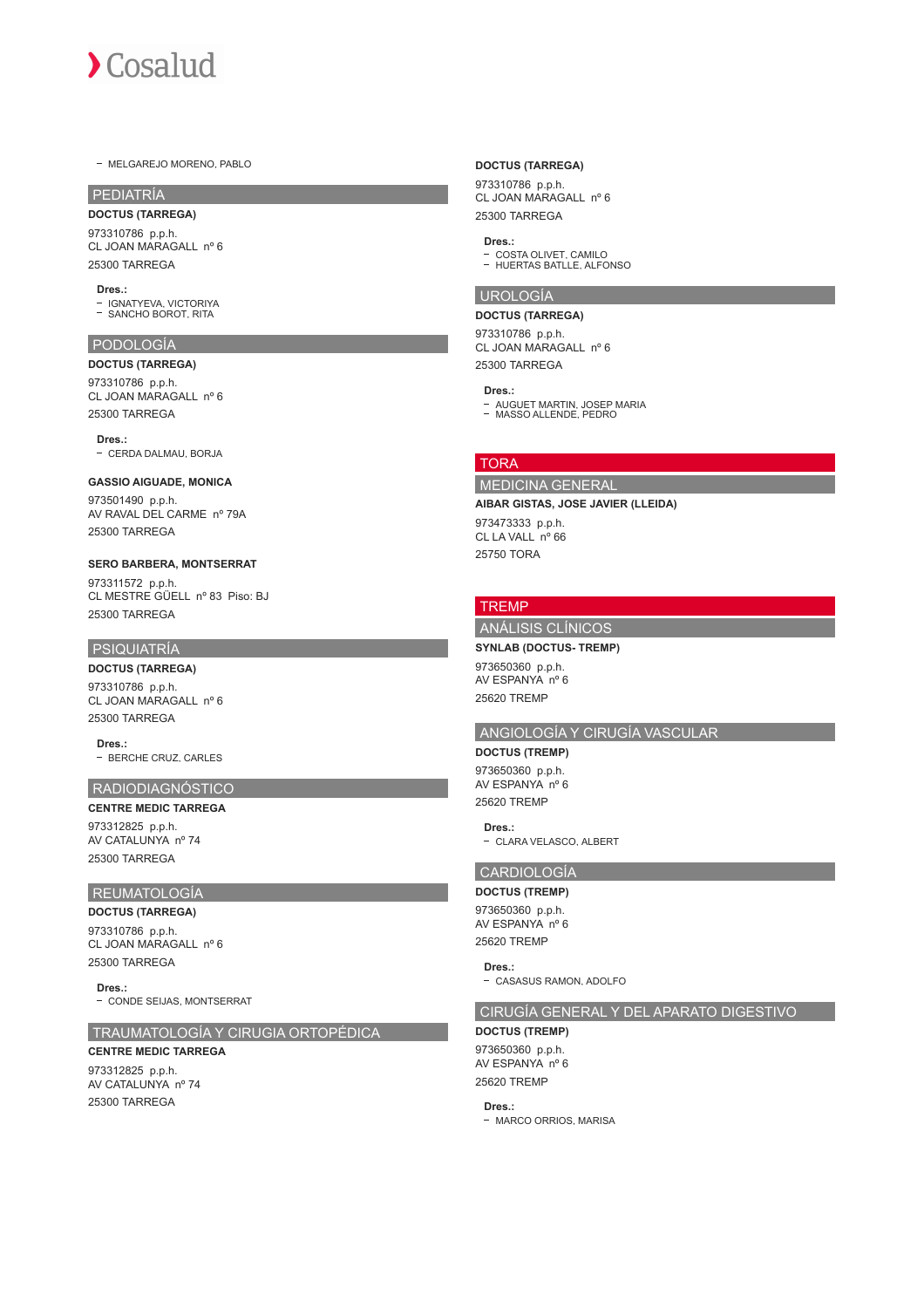- MELGAREJO MORENO, PABLO

## PEDIATRÍA

**DOCTUS (TARREGA)**

973310786 p.p.h.
CL JOAN MARAGALL nº 6
25300 TARREGA

**Dres.:**
- IGNATYEVA, VICTORIYA
- SANCHO BOROT, RITA

## PODOLOGÍA

**DOCTUS (TARREGA)**

973310786 p.p.h.
CL JOAN MARAGALL nº 6
25300 TARREGA

**Dres.:**
- CERDA DALMAU, BORJA

**GASSIO AIGUADE, MONICA**

973501490 p.p.h.
AV RAVAL DEL CARME nº 79A
25300 TARREGA

**SERO BARBERA, MONTSERRAT**

973311572 p.p.h.
CL MESTRE GÜELL nº 83 Piso: BJ
25300 TARREGA

## PSIQUIATRÍA

**DOCTUS (TARREGA)**

973310786 p.p.h.
CL JOAN MARAGALL nº 6
25300 TARREGA

**Dres.:**
- BERCHE CRUZ, CARLES

## RADIODIAGNÓSTICO

**CENTRE MEDIC TARREGA**

973312825 p.p.h.
AV CATALUNYA nº 74
25300 TARREGA

## REUMATOLOGÍA

**DOCTUS (TARREGA)**

973310786 p.p.h.
CL JOAN MARAGALL nº 6
25300 TARREGA

**Dres.:**
- CONDE SEIJAS, MONTSERRAT

## TRAUMATOLOGÍA Y CIRUGIA ORTOPÉDICA

**CENTRE MEDIC TARREGA**

973312825 p.p.h.
AV CATALUNYA nº 74
25300 TARREGA

**DOCTUS (TARREGA)**

973310786 p.p.h.
CL JOAN MARAGALL nº 6
25300 TARREGA

**Dres.:**
- COSTA OLIVET, CAMILO
- HUERTAS BATLLE, ALFONSO

## UROLOGÍA

**DOCTUS (TARREGA)**

973310786 p.p.h.
CL JOAN MARAGALL nº 6
25300 TARREGA

**Dres.:**
- AUGUET MARTIN, JOSEP MARIA
- MASSO ALLENDE, PEDRO

# TORA

## MEDICINA GENERAL

**AIBAR GISTAS, JOSE JAVIER (LLEIDA)**

973473333 p.p.h.
CL LA VALL nº 66
25750 TORA

# TREMP

## ANÁLISIS CLÍNICOS

**SYNLAB (DOCTUS- TREMP)**

973650360 p.p.h.
AV ESPANYA nº 6
25620 TREMP

## ANGIOLOGÍA Y CIRUGÍA VASCULAR

**DOCTUS (TREMP)**

973650360 p.p.h.
AV ESPANYA nº 6
25620 TREMP

**Dres.:**
- CLARA VELASCO, ALBERT

## CARDIOLOGÍA

**DOCTUS (TREMP)**

973650360 p.p.h.
AV ESPANYA nº 6
25620 TREMP

**Dres.:**
- CASASUS RAMON, ADOLFO

## CIRUGÍA GENERAL Y DEL APARATO DIGESTIVO

**DOCTUS (TREMP)**

973650360 p.p.h.
AV ESPANYA nº 6
25620 TREMP

**Dres.:**
- MARCO ORRIOS, MARISA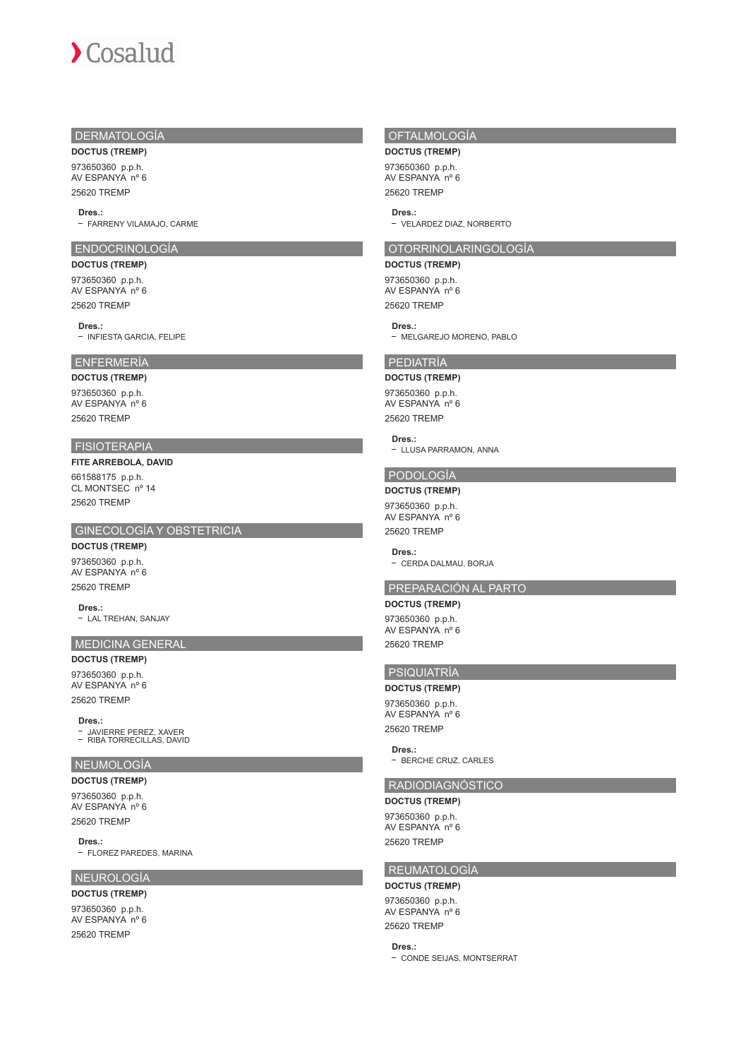## DERMATOLOGÍA

**DOCTUS (TREMP)**

973650360 p.p.h.
AV ESPANYA nº 6

25620 TREMP

**Dres.:**
- FARRENY VILAMAJO, CARME

## ENDOCRINOLOGÍA

**DOCTUS (TREMP)**

973650360 p.p.h.
AV ESPANYA nº 6

25620 TREMP

**Dres.:**
- INFIESTA GARCIA, FELIPE

## ENFERMERÍA

**DOCTUS (TREMP)**

973650360 p.p.h.
AV ESPANYA nº 6

25620 TREMP

## FISIOTERAPIA

**FITE ARREBOLA, DAVID**

661588175 p.p.h.
CL MONTSEC nº 14

25620 TREMP

## GINECOLOGÍA Y OBSTETRICIA

**DOCTUS (TREMP)**

973650360 p.p.h.
AV ESPANYA nº 6

25620 TREMP

**Dres.:**
- LAL TREHAN, SANJAY

## MEDICINA GENERAL

**DOCTUS (TREMP)**

973650360 p.p.h.
AV ESPANYA nº 6

25620 TREMP

**Dres.:**
- JAVIERRE PEREZ, XAVER
- RIBA TORRECILLAS, DAVID

## NEUMOLOGÍA

**DOCTUS (TREMP)**

973650360 p.p.h.
AV ESPANYA nº 6

25620 TREMP

**Dres.:**
- FLOREZ PAREDES, MARINA

## NEUROLOGÍA

**DOCTUS (TREMP)**

973650360 p.p.h.
AV ESPANYA nº 6

25620 TREMP

## OFTALMOLOGÍA

**DOCTUS (TREMP)**

973650360 p.p.h.
AV ESPANYA nº 6

25620 TREMP

**Dres.:**
- VELARDEZ DIAZ, NORBERTO

## OTORRINOLARINGOLOGÍA

**DOCTUS (TREMP)**

973650360 p.p.h.
AV ESPANYA nº 6

25620 TREMP

**Dres.:**
- MELGAREJO MORENO, PABLO

## PEDIATRÍA

**DOCTUS (TREMP)**

973650360 p.p.h.
AV ESPANYA nº 6

25620 TREMP

**Dres.:**
- LLUSA PARRAMON, ANNA

## PODOLOGÍA

**DOCTUS (TREMP)**

973650360 p.p.h.
AV ESPANYA nº 6

25620 TREMP

**Dres.:**
- CERDA DALMAU, BORJA

## PREPARACIÓN AL PARTO

**DOCTUS (TREMP)**

973650360 p.p.h.
AV ESPANYA nº 6

25620 TREMP

## PSIQUIATRÍA

**DOCTUS (TREMP)**

973650360 p.p.h.
AV ESPANYA nº 6

25620 TREMP

**Dres.:**
- BERCHE CRUZ, CARLES

## RADIODIAGNÓSTICO

**DOCTUS (TREMP)**

973650360 p.p.h.
AV ESPANYA nº 6

25620 TREMP

## REUMATOLOGÍA

**DOCTUS (TREMP)**

973650360 p.p.h.
AV ESPANYA nº 6

25620 TREMP

**Dres.:**
- CONDE SEIJAS, MONTSERRAT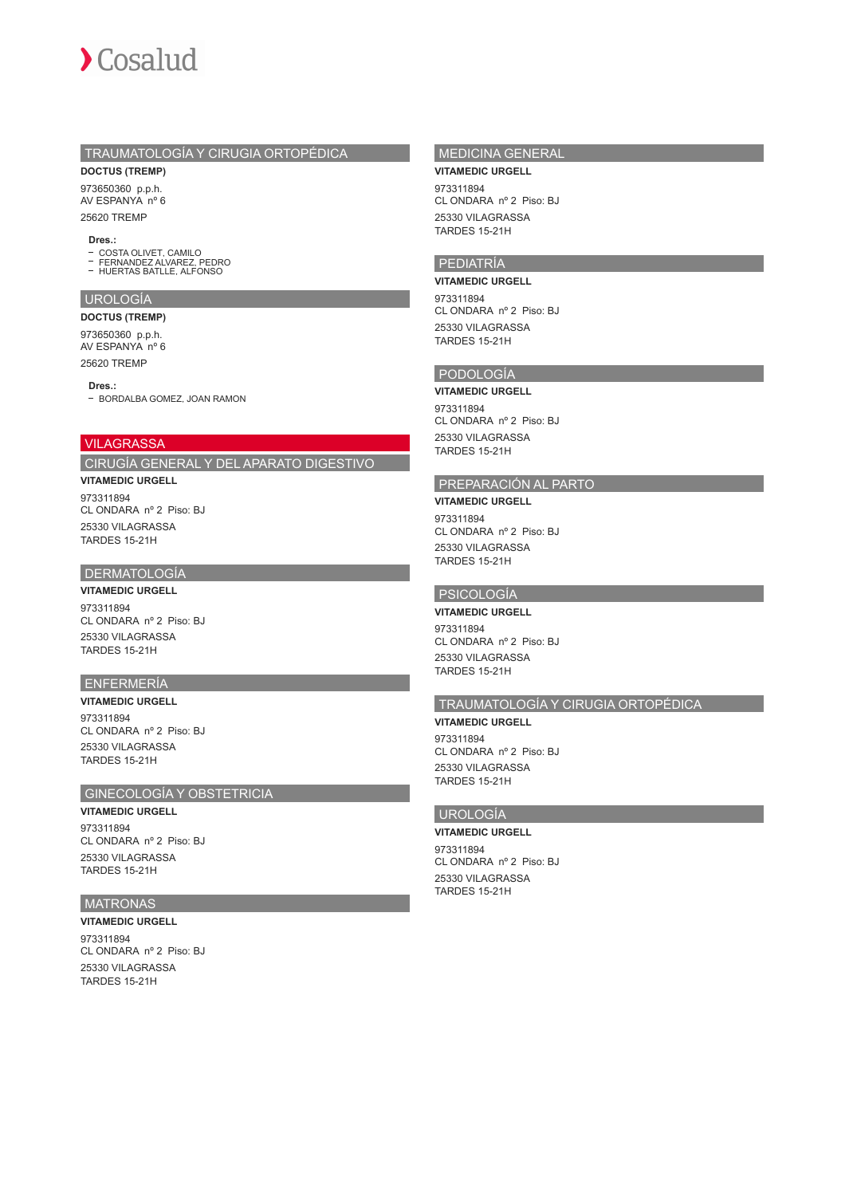## TRAUMATOLOGÍA Y CIRUGIA ORTOPÉDICA

**DOCTUS (TREMP)**

973650360 p.p.h.
AV ESPANYA nº 6

25620 TREMP

**Dres.:**

- COSTA OLIVET, CAMILO
- FERNANDEZ ALVAREZ, PEDRO
- HUERTAS BATLLE, ALFONSO

## UROLOGÍA

**DOCTUS (TREMP)**

973650360 p.p.h.
AV ESPANYA nº 6

25620 TREMP

**Dres.:**

- BORDALBA GOMEZ, JOAN RAMON

# VILAGRASSA

## CIRUGÍA GENERAL Y DEL APARATO DIGESTIVO

**VITAMEDIC URGELL**

973311894
CL ONDARA nº 2 Piso: BJ

25330 VILAGRASSA
TARDES 15-21H

## DERMATOLOGÍA

**VITAMEDIC URGELL**

973311894
CL ONDARA nº 2 Piso: BJ

25330 VILAGRASSA
TARDES 15-21H

## ENFERMERÍA

**VITAMEDIC URGELL**

973311894
CL ONDARA nº 2 Piso: BJ

25330 VILAGRASSA
TARDES 15-21H

## GINECOLOGÍA Y OBSTETRICIA

**VITAMEDIC URGELL**

973311894
CL ONDARA nº 2 Piso: BJ

25330 VILAGRASSA
TARDES 15-21H

## MATRONAS

**VITAMEDIC URGELL**

973311894
CL ONDARA nº 2 Piso: BJ

25330 VILAGRASSA
TARDES 15-21H

## MEDICINA GENERAL

**VITAMEDIC URGELL**

973311894
CL ONDARA nº 2 Piso: BJ

25330 VILAGRASSA
TARDES 15-21H

## PEDIATRÍA

**VITAMEDIC URGELL**

973311894
CL ONDARA nº 2 Piso: BJ

25330 VILAGRASSA
TARDES 15-21H

## PODOLOGÍA

**VITAMEDIC URGELL**

973311894
CL ONDARA nº 2 Piso: BJ

25330 VILAGRASSA
TARDES 15-21H

## PREPARACIÓN AL PARTO

**VITAMEDIC URGELL**

973311894
CL ONDARA nº 2 Piso: BJ

25330 VILAGRASSA
TARDES 15-21H

## PSICOLOGÍA

**VITAMEDIC URGELL**

973311894
CL ONDARA nº 2 Piso: BJ

25330 VILAGRASSA
TARDES 15-21H

## TRAUMATOLOGÍA Y CIRUGIA ORTOPÉDICA

**VITAMEDIC URGELL**

973311894
CL ONDARA nº 2 Piso: BJ

25330 VILAGRASSA
TARDES 15-21H

## UROLOGÍA

**VITAMEDIC URGELL**

973311894
CL ONDARA nº 2 Piso: BJ

25330 VILAGRASSA
TARDES 15-21H